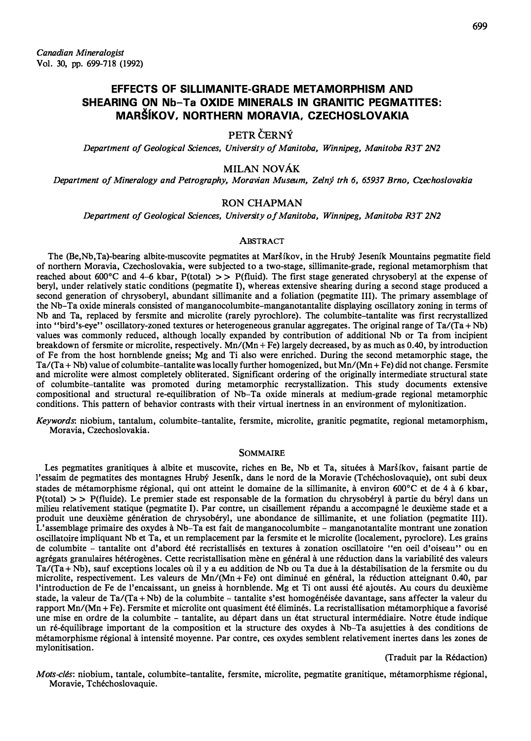# EFFECTS OF SILLIMANITE-GRADE METAMORPHISM AND SHEARING ON Nb–Ta OXIDE MINERALS IN GRANITIC PEGMATITES: MARŠÍKOV, NORTHERN MORAVIA, CZECHOSLOVAKIA

PETR ČERNÝ

*Department of Geological Sciences, University of Manitoba, Winnipeg, Manitoba R3T 2N2*

MILAN NOVÁK

*Department of Mineralogy and Petrography, Moravian Museum, Zelný trh 6, 65937 Brno, Czechoslovakia*

RON CHAPMAN

*Department of Geological Sciences, University of Manitoba, Winnipeg, Manitoba R3T 2N2*

## ABSTRACT

The (Be,Nb,Ta)-bearing albite-muscovite pegmatites at Maršíkov, in the Hrubý Jeseník Mountains pegmatite field of northern Moravia, Czechoslovakia, were subjected to a two-stage, sillimanite-grade, regional metamorphism that reached about 600°C and 4–6 kbar, P(total) >> P(fluid). The first stage generated chrysoberyl at the expense of beryl, under relatively static conditions (pegmatite I), whereas extensive shearing during a second stage produced a second generation of chrysoberyl, abundant sillimanite and a foliation (pegmatite III). The primary assemblage of the Nb–Ta oxide minerals consisted of manganocolumbite – manganotantalite displaying oscillatory zoning in terms of Nb and Ta, replaced by fersmite and microlite (rarely pyrochlore). The columbite–tantalite was first recrystallized into "bird's-eye" oscillatory-zoned textures or heterogeneous granular aggregates. The original range of Ta/(Ta + Nb) values was commonly reduced, although locally expanded by contribution of additional Nb or Ta from incipient breakdown of fersmite or microlite, respectively. Mn/(Mn + Fe) largely decreased, by as much as 0.40, by introduction of Fe from the host hornblende gneiss; Mg and Ti also were enriched. During the second metamorphic stage, the Ta/(Ta + Nb) value of columbite–tantalite was locally further homogenized, but Mn/(Mn + Fe) did not change. Fersmite and microlite were almost completely obliterated. Significant ordering of the originally intermediate structural state of columbite–tantalite was promoted during metamorphic recrystallization. This study documents extensive compositional and structural re-equilibration of Nb–Ta oxide minerals at medium-grade regional metamorphic conditions. This pattern of behavior contrasts with their virtual inertness in an environment of mylonitization.

*Keywords*: niobium, tantalum, columbite–tantalite, fersmite, microlite, granitic pegmatite, regional metamorphism, Moravia, Czechoslovakia.

## SOMMAIRE

Les pegmatites granitiques à albite et muscovite, riches en Be, Nb et Ta, situées à Maršíkov, faisant partie de l'essaim de pegmatites des montagnes Hrubý Jeseník, dans le nord de la Moravie (Tchéchoslovaquie), ont subi deux stades de métamorphisme régional, qui ont atteint le domaine de la sillimanite, à environ 600°C et de 4 à 6 kbar, P(total) >> P(fluide). Le premier stade est responsable de la formation du chrysobéryl à partir du béryl dans un milieu relativement statique (pegmatite I). Par contre, un cisaillement répandu a accompagné le deuxième stade et a produit une deuxième génération de chrysobéryl, une abondance de sillimanite, et une foliation (pegmatite III). L'assemblage primaire des oxydes à Nb–Ta est fait de manganocolumbite – manganotantalite montrant une zonation oscillatoire impliquant Nb et Ta, et un remplacement par la fersmite et le microlite (localement, pyroclore). Les grains de columbite – tantalite ont d'abord été recristallisés en textures à zonation oscillatoire "en oeil d'oiseau" ou en agrégats granulaires hétérogènes. Cette recristallisation mène en général à une réduction dans la variabilité des valeurs Ta/(Ta + Nb), sauf exceptions locales où il y a eu addition de Nb ou Ta due à la déstabilisation de la fersmite ou du microlite, respectivement. Les valeurs de Mn/(Mn + Fe) ont diminué en général, la réduction atteignant 0.40, par l'introduction de Fe de l'encaissant, un gneiss à hornblende. Mg et Ti ont aussi été ajoutés. Au cours du deuxième stade, la valeur de Ta/(Ta + Nb) de la columbite – tantalite s'est homogénéisée davantage, sans affecter la valeur du rapport Mn/(Mn + Fe). Fersmite et microlite ont quasiment été éliminés. La recristallisation métamorphique a favorisé une mise en ordre de la columbite – tantalite, au départ dans un état structural intermédiaire. Notre étude indique un ré-équilibrage important de la composition et la structure des oxydes à Nb–Ta asujetties à des conditions de métamorphisme régional à intensité moyenne. Par contre, ces oxydes semblent relativement inertes dans les zones de mylonitisation.

(Traduit par la Rédaction)

*Mots-clés*: niobium, tantale, columbite-tantalite, fersmite, microlite, pegmatite granitique, métamorphisme régional, Moravie, Tchéchoslovaquie.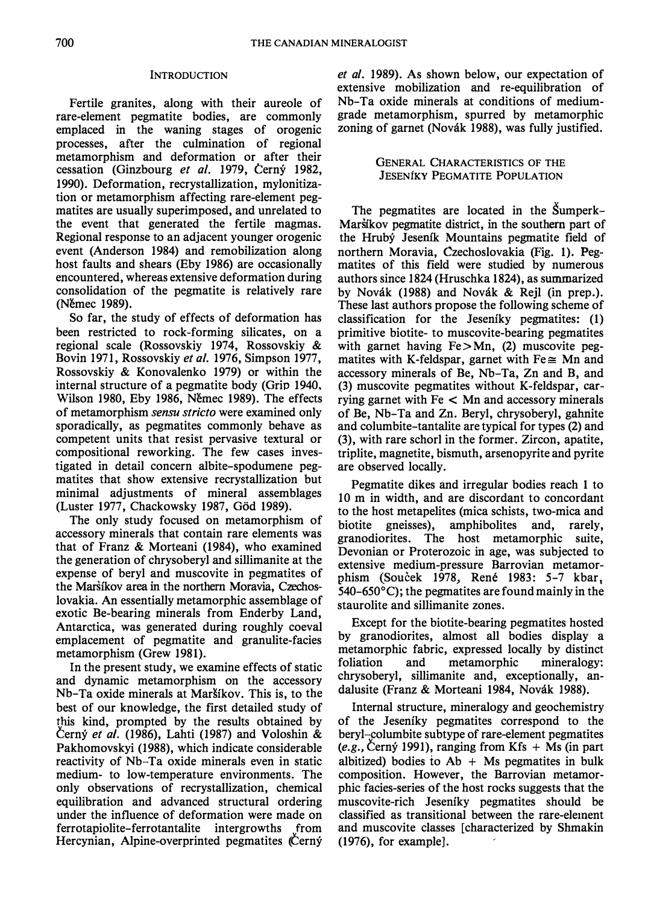## INTRODUCTION

Fertile granites, along with their aureole of rare-element pegmatite bodies, are commonly emplaced in the waning stages of orogenic processes, after the culmination of regional metamorphism and deformation or after their cessation (Ginzbourg *et al.* 1979, Černý 1982, 1990). Deformation, recrystallization, mylonitization or metamorphism affecting rare-element pegmatites are usually superimposed, and unrelated to the event that generated the fertile magmas. Regional response to an adjacent younger orogenic event (Anderson 1984) and remobilization along host faults and shears (Eby 1986) are occasionally encountered, whereas extensive deformation during consolidation of the pegmatite is relatively rare (Němec 1989).

So far, the study of effects of deformation has been restricted to rock-forming silicates, on a regional scale (Rossovskiy 1974, Rossovskiy & Bovin 1971, Rossovskiy *et al.* 1976, Simpson 1977, Rossovskiy & Konovalenko 1979) or within the internal structure of a pegmatite body (Grip 1940, Wilson 1980, Eby 1986, Němec 1989). The effects of metamorphism *sensu stricto* were examined only sporadically, as pegmatites commonly behave as competent units that resist pervasive textural or compositional reworking. The few cases investigated in detail concern albite–spodumene pegmatites that show extensive recrystallization but minimal adjustments of mineral assemblages (Luster 1977, Chackowsky 1987, Göd 1989).

The only study focused on metamorphism of accessory minerals that contain rare elements was that of Franz & Morteani (1984), who examined the generation of chrysoberyl and sillimanite at the expense of beryl and muscovite in pegmatites of the Maršíkov area in the northern Moravia, Czechoslovakia. An essentially metamorphic assemblage of exotic Be-bearing minerals from Enderby Land, Antarctica, was generated during roughly coeval emplacement of pegmatite and granulite-facies metamorphism (Grew 1981).

In the present study, we examine effects of static and dynamic metamorphism on the accessory Nb–Ta oxide minerals at Maršíkov. This is, to the best of our knowledge, the first detailed study of this kind, prompted by the results obtained by Černý *et al.* (1986), Lahti (1987) and Voloshin & Pakhomovskyi (1988), which indicate considerable reactivity of Nb–Ta oxide minerals even in static medium- to low-temperature environments. The only observations of recrystallization, chemical equilibration and advanced structural ordering under the influence of deformation were made on ferrotapiolite–ferrotantalite intergrowths from Hercynian, Alpine-overprinted pegmatites (Černý *et al.* 1989). As shown below, our expectation of extensive mobilization and re-equilibration of Nb–Ta oxide minerals at conditions of medium-grade metamorphism, spurred by metamorphic zoning of garnet (Novák 1988), was fully justified.

## GENERAL CHARACTERISTICS OF THE JESENÍKY PEGMATITE POPULATION

The pegmatites are located in the Šumperk–Maršíkov pegmatite district, in the southern part of the Hrubý Jeseník Mountains pegmatite field of northern Moravia, Czechoslovakia (Fig. 1). Pegmatites of this field were studied by numerous authors since 1824 (Hruschka 1824), as summarized by Novák (1988) and Novák & Rejl (in prep.). These last authors propose the following scheme of classification for the Jeseníky pegmatites: (1) primitive biotite- to muscovite-bearing pegmatites with garnet having Fe>Mn, (2) muscovite pegmatites with K-feldspar, garnet with Fe ≅ Mn and accessory minerals of Be, Nb–Ta, Zn and B, and (3) muscovite pegmatites without K-feldspar, carrying garnet with Fe < Mn and accessory minerals of Be, Nb–Ta and Zn. Beryl, chrysoberyl, gahnite and columbite-tantalite are typical for types (2) and (3), with rare schorl in the former. Zircon, apatite, triplite, magnetite, bismuth, arsenopyrite and pyrite are observed locally.

Pegmatite dikes and irregular bodies reach 1 to 10 m in width, and are discordant to concordant to the host metapelites (mica schists, two-mica and biotite gneisses), amphibolites and, rarely, granodiorites. The host metamorphic suite, Devonian or Proterozoic in age, was subjected to extensive medium-pressure Barrovian metamorphism (Souček 1978, René 1983: 5–7 kbar, 540–650°C); the pegmatites are found mainly in the staurolite and sillimanite zones.

Except for the biotite-bearing pegmatites hosted by granodiorites, almost all bodies display a metamorphic fabric, expressed locally by distinct foliation and metamorphic mineralogy: chrysoberyl, sillimanite and, exceptionally, andalusite (Franz & Morteani 1984, Novák 1988).

Internal structure, mineralogy and geochemistry of the Jeseníky pegmatites correspond to the beryl–columbite subtype of rare-element pegmatites (*e.g.*, Černý 1991), ranging from Kfs + Ms (in part albitized) bodies to Ab + Ms pegmatites in bulk composition. However, the Barrovian metamorphic facies-series of the host rocks suggests that the muscovite-rich Jeseníky pegmatites should be classified as transitional between the rare-element and muscovite classes [characterized by Shmakin (1976), for example].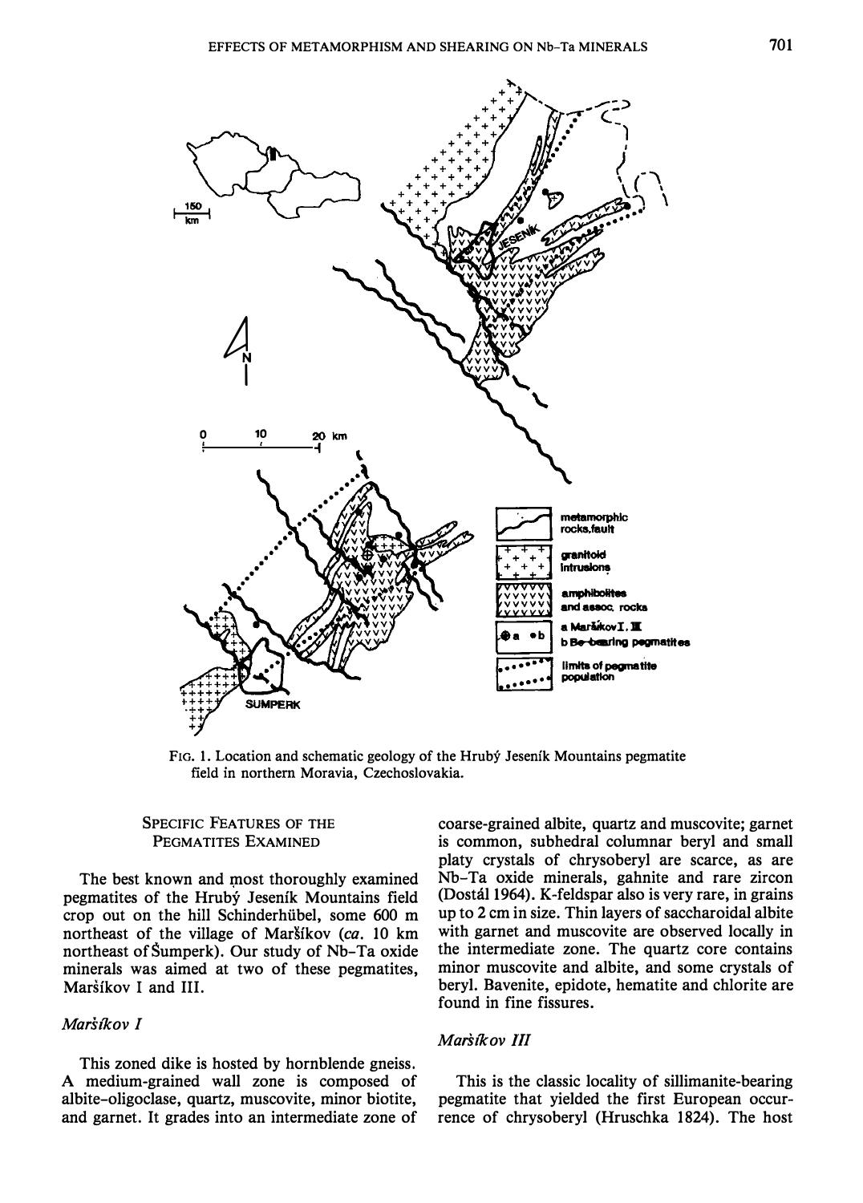FIG. 1. Location and schematic geology of the Hrubý Jeseník Mountains pegmatite field in northern Moravia, Czechoslovakia.

## SPECIFIC FEATURES OF THE PEGMATITES EXAMINED

The best known and most thoroughly examined pegmatites of the Hrubý Jeseník Mountains field crop out on the hill Schinderhübel, some 600 m northeast of the village of Maršíkov (*ca.* 10 km northeast of Šumperk). Our study of Nb–Ta oxide minerals was aimed at two of these pegmatites, Maršíkov I and III.

### *Maršíkov I*

This zoned dike is hosted by hornblende gneiss. A medium-grained wall zone is composed of albite-oligoclase, quartz, muscovite, minor biotite, and garnet. It grades into an intermediate zone of coarse-grained albite, quartz and muscovite; garnet is common, subhedral columnar beryl and small platy crystals of chrysoberyl are scarce, as are Nb–Ta oxide minerals, gahnite and rare zircon (Dostál 1964). K-feldspar also is very rare, in grains up to 2 cm in size. Thin layers of saccharoidal albite with garnet and muscovite are observed locally in the intermediate zone. The quartz core contains minor muscovite and albite, and some crystals of beryl. Bavenite, epidote, hematite and chlorite are found in fine fissures.

### *Maršíkov III*

This is the classic locality of sillimanite-bearing pegmatite that yielded the first European occurrence of chrysoberyl (Hruschka 1824). The host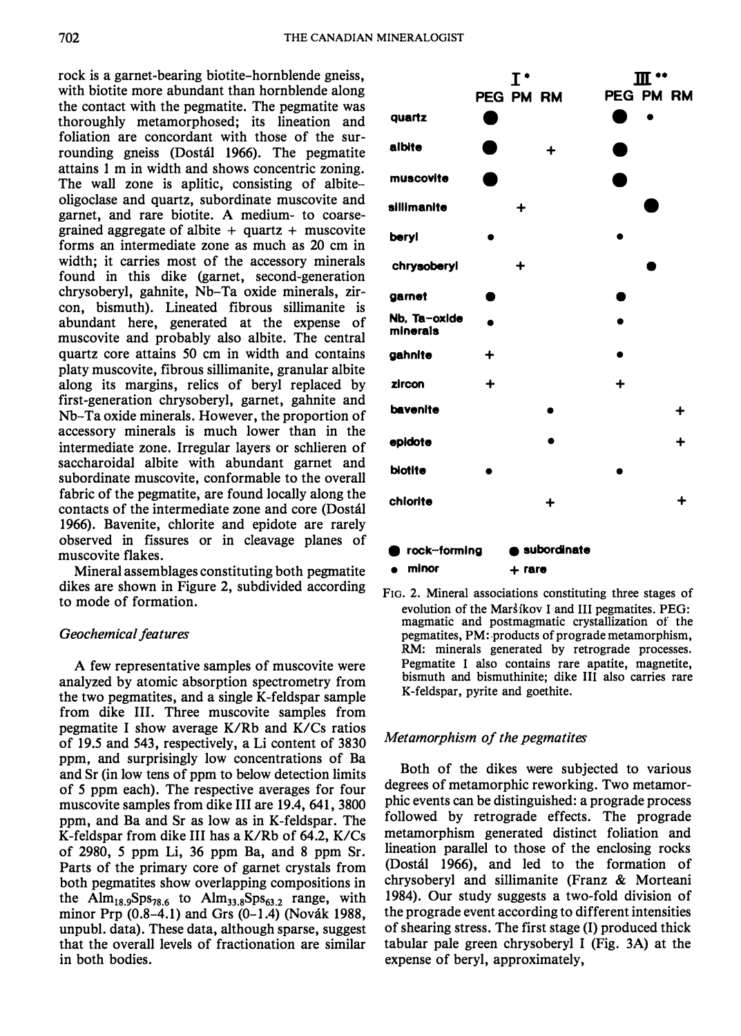rock is a garnet-bearing biotite–hornblende gneiss, with biotite more abundant than hornblende along the contact with the pegmatite. The pegmatite was thoroughly metamorphosed; its lineation and foliation are concordant with those of the surrounding gneiss (Dostál 1966). The pegmatite attains 1 m in width and shows concentric zoning. The wall zone is aplitic, consisting of albite–oligoclase and quartz, subordinate muscovite and garnet, and rare biotite. A medium- to coarse-grained aggregate of albite + quartz + muscovite forms an intermediate zone as much as 20 cm in width; it carries most of the accessory minerals found in this dike (garnet, second-generation chrysoberyl, gahnite, Nb–Ta oxide minerals, zircon, bismuth). Lineated fibrous sillimanite is abundant here, generated at the expense of muscovite and probably also albite. The central quartz core attains 50 cm in width and contains platy muscovite, fibrous sillimanite, granular albite along its margins, relics of beryl replaced by first-generation chrysoberyl, garnet, gahnite and Nb–Ta oxide minerals. However, the proportion of accessory minerals is much lower than in the intermediate zone. Irregular layers or schlieren of saccharoidal albite with abundant garnet and subordinate muscovite, conformable to the overall fabric of the pegmatite, are found locally along the contacts of the intermediate zone and core (Dostál 1966). Bavenite, chlorite and epidote are rarely observed in fissures or in cleavage planes of muscovite flakes.

Mineral assemblages constituting both pegmatite dikes are shown in Figure 2, subdivided according to mode of formation.

| | I* | | | III** | | |
|---|---|---|---|---|---|---|
| | PEG | PM | RM | PEG | PM | RM |
| quartz | ● rock-forming | | | ● rock-forming | • minor | |
| albite | ● rock-forming | | + | ● rock-forming | | |
| muscovite | ● rock-forming | | | ● rock-forming | | |
| sillimanite | | + | | | ● rock-forming | |
| beryl | • minor | | | • minor | | |
| chrysoberyl | | + | | | ● subordinate | |
| garnet | ● subordinate | | | ● subordinate | | |
| Nb, Ta-oxide minerals | • minor | | | • minor | | |
| gahnite | + | | | • minor | | |
| zircon | + | | | + | | |
| bavenite | | | • minor | | | + |
| epidote | | | • minor | | | + |
| biotite | • minor | | | • minor | | |
| chlorite | | | + | | | + |

● rock-forming ● subordinate • minor + rare

FIG. 2. Mineral associations constituting three stages of evolution of the Maršíkov I and III pegmatites. PEG: magmatic and postmagmatic crystallization of the pegmatites, PM: products of prograde metamorphism, RM: minerals generated by retrograde processes. Pegmatite I also contains rare apatite, magnetite, bismuth and bismuthinite; dike III also carries rare K-feldspar, pyrite and goethite.

## Geochemical features

A few representative samples of muscovite were analyzed by atomic absorption spectrometry from the two pegmatites, and a single K-feldspar sample from dike III. Three muscovite samples from pegmatite I show average K/Rb and K/Cs ratios of 19.5 and 543, respectively, a Li content of 3830 ppm, and surprisingly low concentrations of Ba and Sr (in low tens of ppm to below detection limits of 5 ppm each). The respective averages for four muscovite samples from dike III are 19.4, 641, 3800 ppm, and Ba and Sr as low as in K-feldspar. The K-feldspar from dike III has a K/Rb of 64.2, K/Cs of 2980, 5 ppm Li, 36 ppm Ba, and 8 ppm Sr. Parts of the primary core of garnet crystals from both pegmatites show overlapping compositions in the $Alm_{18.9}Sps_{78.6}$ to $Alm_{33.8}Sps_{63.2}$ range, with minor Prp (0.8–4.1) and Grs (0–1.4) (Novák 1988, unpubl. data). These data, although sparse, suggest that the overall levels of fractionation are similar in both bodies.

## Metamorphism of the pegmatites

Both of the dikes were subjected to various degrees of metamorphic reworking. Two metamorphic events can be distinguished: a prograde process followed by retrograde effects. The prograde metamorphism generated distinct foliation and lineation parallel to those of the enclosing rocks (Dostál 1966), and led to the formation of chrysoberyl and sillimanite (Franz & Morteani 1984). Our study suggests a two-fold division of the prograde event according to different intensities of shearing stress. The first stage (I) produced thick tabular pale green chrysoberyl I (Fig. 3A) at the expense of beryl, approximately,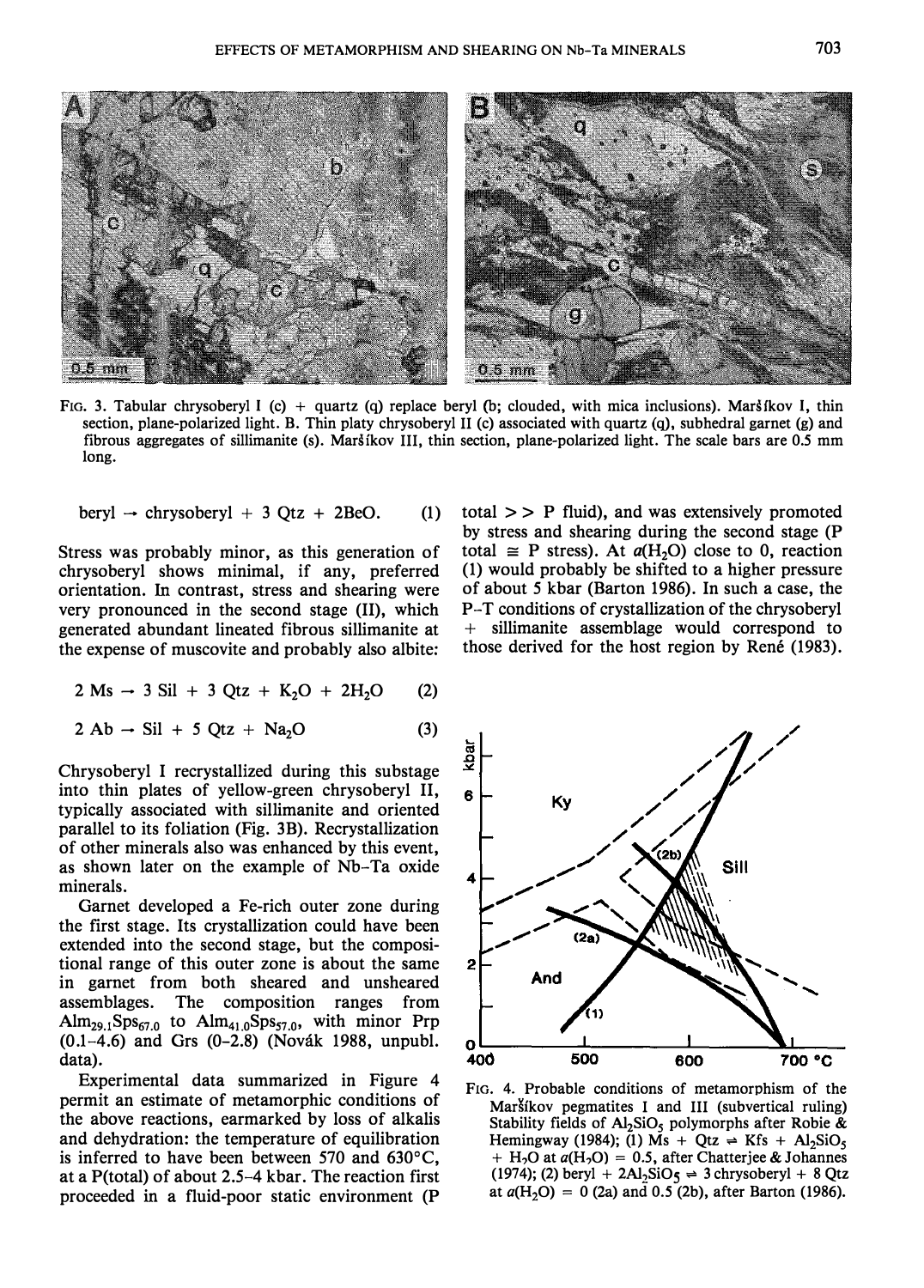FIG. 3. Tabular chrysoberyl I (c) + quartz (q) replace beryl (b; clouded, with mica inclusions). Maršíkov I, thin section, plane-polarized light. B. Thin platy chrysoberyl II (c) associated with quartz (q), subhedral garnet (g) and fibrous aggregates of sillimanite (s). Maršíkov III, thin section, plane-polarized light. The scale bars are 0.5 mm long.

$$\text{beryl} \rightarrow \text{chrysoberyl} + 3\ \text{Qtz} + 2\text{BeO}. \quad (1)$$

Stress was probably minor, as this generation of chrysoberyl shows minimal, if any, preferred orientation. In contrast, stress and shearing were very pronounced in the second stage (II), which generated abundant lineated fibrous sillimanite at the expense of muscovite and probably also albite:

$$2\ \text{Ms} \rightarrow 3\ \text{Sil} + 3\ \text{Qtz} + K_2O + 2H_2O \quad (2)$$

$$2\ \text{Ab} \rightarrow \text{Sil} + 5\ \text{Qtz} + Na_2O \quad (3)$$

Chrysoberyl I recrystallized during this substage into thin plates of yellow-green chrysoberyl II, typically associated with sillimanite and oriented parallel to its foliation (Fig. 3B). Recrystallization of other minerals also was enhanced by this event, as shown later on the example of Nb–Ta oxide minerals.

Garnet developed a Fe-rich outer zone during the first stage. Its crystallization could have been extended into the second stage, but the compositional range of this outer zone is about the same in garnet from both sheared and unsheared assemblages. The composition ranges from $Alm_{29.1}Sps_{67.0}$ to $Alm_{41.0}Sps_{57.0}$, with minor Prp (0.1–4.6) and Grs (0–2.8) (Novák 1988, unpubl. data).

Experimental data summarized in Figure 4 permit an estimate of metamorphic conditions of the above reactions, earmarked by loss of alkalis and dehydration: the temperature of equilibration is inferred to have been between 570 and 630°C, at a P(total) of about 2.5–4 kbar. The reaction first proceeded in a fluid-poor static environment (P total >> P fluid), and was extensively promoted by stress and shearing during the second stage (P total ≅ P stress). At $a(H_2O)$ close to 0, reaction (1) would probably be shifted to a higher pressure of about 5 kbar (Barton 1986). In such a case, the P–T conditions of crystallization of the chrysoberyl + sillimanite assemblage would correspond to those derived for the host region by René (1983).

FIG. 4. Probable conditions of metamorphism of the Maršíkov pegmatites I and III (subvertical ruling) Stability fields of $Al_2SiO_5$ polymorphs after Robie & Hemingway (1984); (1) Ms + Qtz ⇌ Kfs + $Al_2SiO_5$ + $H_2O$ at $a(H_2O) = 0.5$, after Chatterjee & Johannes (1974); (2) beryl + $2Al_2SiO_5$ ⇌ 3 chrysoberyl + 8 Qtz at $a(H_2O) = 0$ (2a) and 0.5 (2b), after Barton (1986).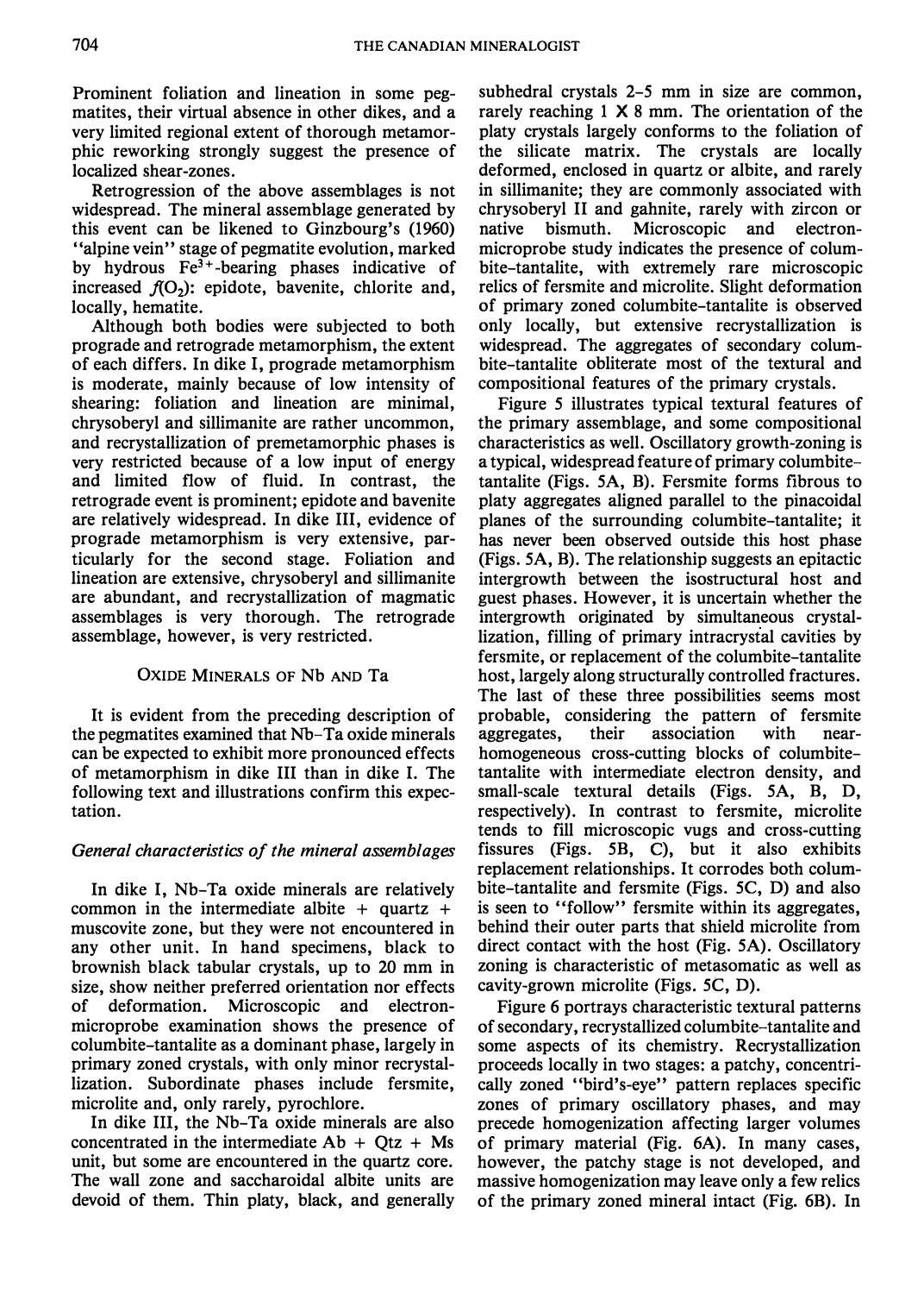Prominent foliation and lineation in some pegmatites, their virtual absence in other dikes, and a very limited regional extent of thorough metamorphic reworking strongly suggest the presence of localized shear-zones.

Retrogression of the above assemblages is not widespread. The mineral assemblage generated by this event can be likened to Ginzbourg's (1960) "alpine vein" stage of pegmatite evolution, marked by hydrous $Fe^{3+}$-bearing phases indicative of increased $f(O_2)$: epidote, bavenite, chlorite and, locally, hematite.

Although both bodies were subjected to both prograde and retrograde metamorphism, the extent of each differs. In dike I, prograde metamorphism is moderate, mainly because of low intensity of shearing: foliation and lineation are minimal, chrysoberyl and sillimanite are rather uncommon, and recrystallization of premetamorphic phases is very restricted because of a low input of energy and limited flow of fluid. In contrast, the retrograde event is prominent; epidote and bavenite are relatively widespread. In dike III, evidence of prograde metamorphism is very extensive, particularly for the second stage. Foliation and lineation are extensive, chrysoberyl and sillimanite are abundant, and recrystallization of magmatic assemblages is very thorough. The retrograde assemblage, however, is very restricted.

## Oxide Minerals of Nb and Ta

It is evident from the preceding description of the pegmatites examined that Nb–Ta oxide minerals can be expected to exhibit more pronounced effects of metamorphism in dike III than in dike I. The following text and illustrations confirm this expectation.

### *General characteristics of the mineral assemblages*

In dike I, Nb–Ta oxide minerals are relatively common in the intermediate albite + quartz + muscovite zone, but they were not encountered in any other unit. In hand specimens, black to brownish black tabular crystals, up to 20 mm in size, show neither preferred orientation nor effects of deformation. Microscopic and electron-microprobe examination shows the presence of columbite–tantalite as a dominant phase, largely in primary zoned crystals, with only minor recrystallization. Subordinate phases include fersmite, microlite and, only rarely, pyrochlore.

In dike III, the Nb–Ta oxide minerals are also concentrated in the intermediate Ab + Qtz + Ms unit, but some are encountered in the quartz core. The wall zone and saccharoidal albite units are devoid of them. Thin platy, black, and generally subhedral crystals 2–5 mm in size are common, rarely reaching 1 × 8 mm. The orientation of the platy crystals largely conforms to the foliation of the silicate matrix. The crystals are locally deformed, enclosed in quartz or albite, and rarely in sillimanite; they are commonly associated with chrysoberyl II and gahnite, rarely with zircon or native bismuth. Microscopic and electron-microprobe study indicates the presence of columbite-tantalite, with extremely rare microscopic relics of fersmite and microlite. Slight deformation of primary zoned columbite–tantalite is observed only locally, but extensive recrystallization is widespread. The aggregates of secondary columbite-tantalite obliterate most of the textural and compositional features of the primary crystals.

Figure 5 illustrates typical textural features of the primary assemblage, and some compositional characteristics as well. Oscillatory growth-zoning is a typical, widespread feature of primary columbite–tantalite (Figs. 5A, B). Fersmite forms fibrous to platy aggregates aligned parallel to the pinacoidal planes of the surrounding columbite–tantalite; it has never been observed outside this host phase (Figs. 5A, B). The relationship suggests an epitactic intergrowth between the isostructural host and guest phases. However, it is uncertain whether the intergrowth originated by simultaneous crystallization, filling of primary intracrystal cavities by fersmite, or replacement of the columbite–tantalite host, largely along structurally controlled fractures. The last of these three possibilities seems most probable, considering the pattern of fersmite aggregates, their association with near-homogeneous cross-cutting blocks of columbite-tantalite with intermediate electron density, and small-scale textural details (Figs. 5A, B, D, respectively). In contrast to fersmite, microlite tends to fill microscopic vugs and cross-cutting fissures (Figs. 5B, C), but it also exhibits replacement relationships. It corrodes both columbite-tantalite and fersmite (Figs. 5C, D) and also is seen to "follow" fersmite within its aggregates, behind their outer parts that shield microlite from direct contact with the host (Fig. 5A). Oscillatory zoning is characteristic of metasomatic as well as cavity-grown microlite (Figs. 5C, D).

Figure 6 portrays characteristic textural patterns of secondary, recrystallized columbite–tantalite and some aspects of its chemistry. Recrystallization proceeds locally in two stages: a patchy, concentrically zoned "bird's-eye" pattern replaces specific zones of primary oscillatory phases, and may precede homogenization affecting larger volumes of primary material (Fig. 6A). In many cases, however, the patchy stage is not developed, and massive homogenization may leave only a few relics of the primary zoned mineral intact (Fig. 6B). In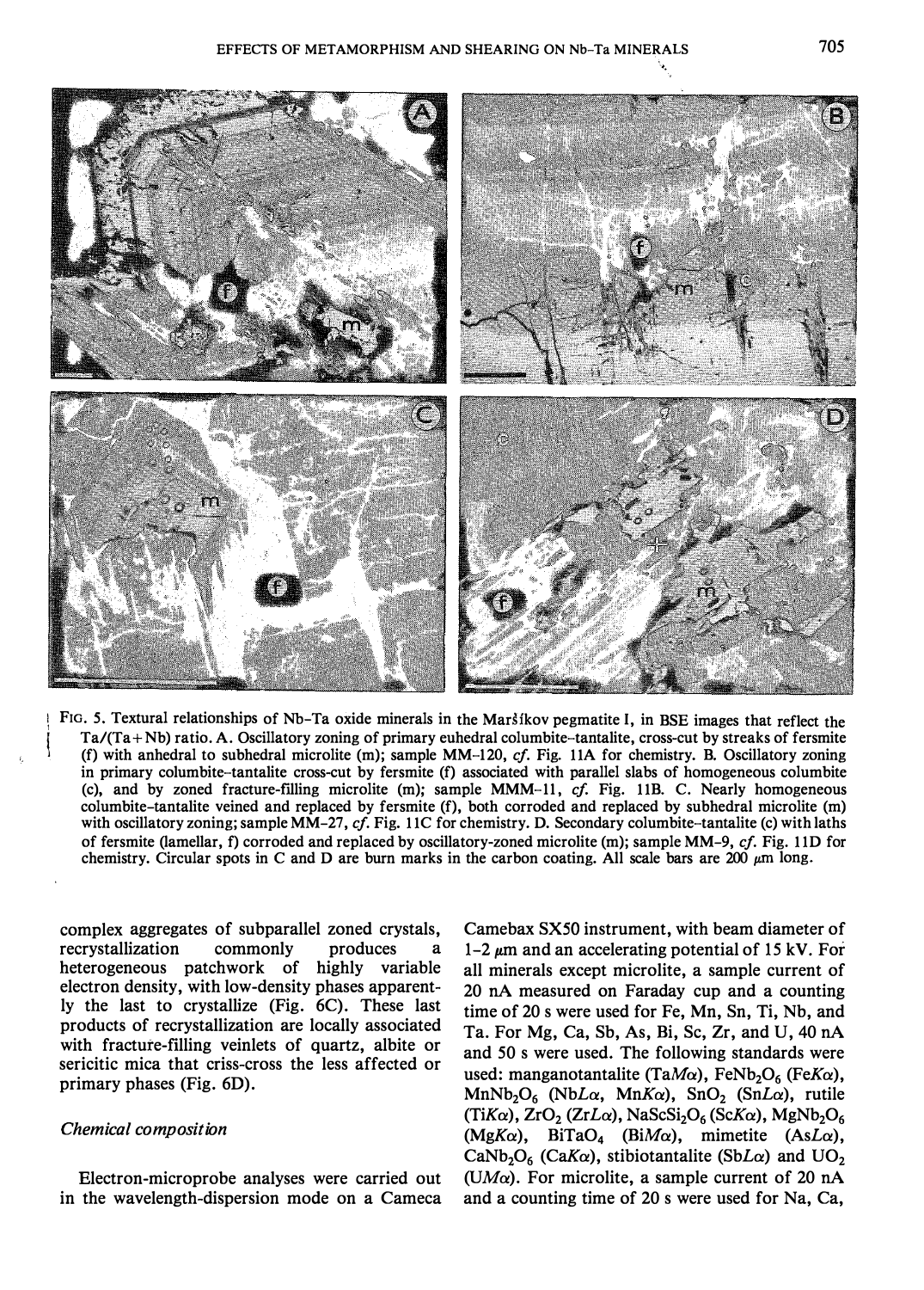FIG. 5. Textural relationships of Nb-Ta oxide minerals in the Maršíkov pegmatite I, in BSE images that reflect the Ta/(Ta+Nb) ratio. A. Oscillatory zoning of primary euhedral columbite–tantalite, cross-cut by streaks of fersmite (f) with anhedral to subhedral microlite (m); sample MM-120, *cf.* Fig. 11A for chemistry. B. Oscillatory zoning in primary columbite–tantalite cross-cut by fersmite (f) associated with parallel slabs of homogeneous columbite (c), and by zoned fracture-filling microlite (m); sample MMM-11, *cf.* Fig. 11B. C. Nearly homogeneous columbite–tantalite veined and replaced by fersmite (f), both corroded and replaced by subhedral microlite (m) with oscillatory zoning; sample MM-27, *cf.* Fig. 11C for chemistry. D. Secondary columbite–tantalite (c) with laths of fersmite (lamellar, f) corroded and replaced by oscillatory-zoned microlite (m); sample MM-9, *cf.* Fig. 11D for chemistry. Circular spots in C and D are burn marks in the carbon coating. All scale bars are 200 μm long.

complex aggregates of subparallel zoned crystals, recrystallization commonly produces a heterogeneous patchwork of highly variable electron density, with low-density phases apparently the last to crystallize (Fig. 6C). These last products of recrystallization are locally associated with fracture-filling veinlets of quartz, albite or sericitic mica that criss-cross the less affected or primary phases (Fig. 6D).

### *Chemical composition*

Electron-microprobe analyses were carried out in the wavelength-dispersion mode on a Cameca Camebax SX50 instrument, with beam diameter of 1–2 μm and an accelerating potential of 15 kV. For all minerals except microlite, a sample current of 20 nA measured on Faraday cup and a counting time of 20 s were used for Fe, Mn, Sn, Ti, Nb, and Ta. For Mg, Ca, Sb, As, Bi, Sc, Zr, and U, 40 nA and 50 s were used. The following standards were used: manganotantalite (Ta*M*α), $FeNb_2O_6$ (Fe*K*α), $MnNb_2O_6$ (Nb*L*α, Mn*K*α), $SnO_2$ (Sn*L*α), rutile (Ti*K*α), $ZrO_2$ (Zr*L*α), $NaScSi_2O_6$ (Sc*K*α), $MgNb_2O_6$ (Mg*K*α), $BiTaO_4$ (Bi*M*α), mimetite (As*L*α), $CaNb_2O_6$ (Ca*K*α), stibiotantalite (Sb*L*α) and $UO_2$ (U*M*α). For microlite, a sample current of 20 nA and a counting time of 20 s were used for Na, Ca,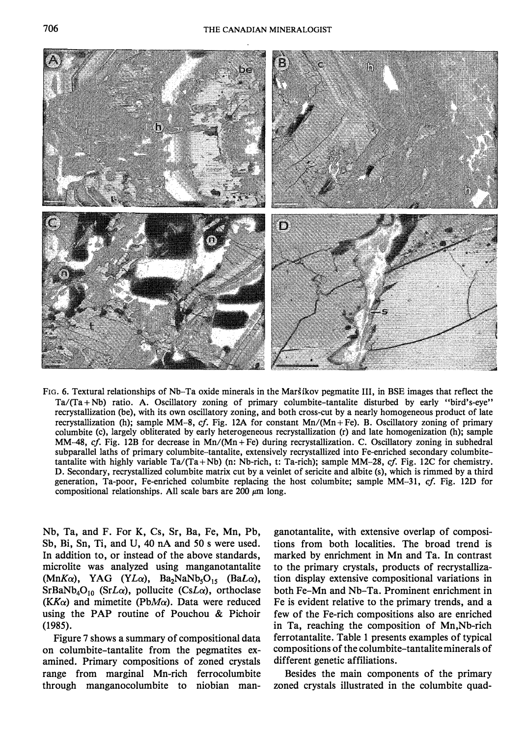FIG. 6. Textural relationships of Nb–Ta oxide minerals in the Maršíkov pegmatite III, in BSE images that reflect the Ta/(Ta + Nb) ratio. A. Oscillatory zoning of primary columbite–tantalite disturbed by early "bird's-eye" recrystallization (be), with its own oscillatory zoning, and both cross-cut by a nearly homogeneous product of late recrystallization (h); sample MM-8, *cf.* Fig. 12A for constant Mn/(Mn + Fe). B. Oscillatory zoning of primary columbite (c), largely obliterated by early heterogeneous recrystallization (r) and late homogenization (h); sample MM-48, *cf.* Fig. 12B for decrease in Mn/(Mn + Fe) during recrystallization. C. Oscillatory zoning in subhedral subparallel laths of primary columbite–tantalite, extensively recrystallized into Fe-enriched secondary columbite–tantalite with highly variable Ta/(Ta + Nb) (n: Nb-rich, t: Ta-rich); sample MM-28, *cf.* Fig. 12C for chemistry. D. Secondary, recrystallized columbite matrix cut by a veinlet of sericite and albite (s), which is rimmed by a third generation, Ta-poor, Fe-enriched columbite replacing the host columbite; sample MM-31, *cf.* Fig. 12D for compositional relationships. All scale bars are 200 μm long.

Nb, Ta, and F. For K, Cs, Sr, Ba, Fe, Mn, Pb, Sb, Bi, Sn, Ti, and U, 40 nA and 50 s were used. In addition to, or instead of the above standards, microlite was analyzed using manganotantalite (Mn*K*α), YAG (Y*L*α), $Ba_2NaNb_5O_{15}$ (Ba*L*α), $SrBaNb_4O_{10}$ (Sr*L*α), pollucite (Cs*L*α), orthoclase (K*K*α) and mimetite (Pb*M*α). Data were reduced using the PAP routine of Pouchou & Pichoir (1985).

Figure 7 shows a summary of compositional data on columbite–tantalite from the pegmatites examined. Primary compositions of zoned crystals range from marginal Mn-rich ferrocolumbite through manganocolumbite to niobian manganotantalite, with extensive overlap of compositions from both localities. The broad trend is marked by enrichment in Mn and Ta. In contrast to the primary crystals, products of recrystallization display extensive compositional variations in both Fe–Mn and Nb–Ta. Prominent enrichment in Fe is evident relative to the primary trends, and a few of the Fe-rich compositions also are enriched in Ta, reaching the composition of Mn,Nb-rich ferrotantalite. Table 1 presents examples of typical compositions of the columbite–tantalite minerals of different genetic affiliations.

Besides the main components of the primary zoned crystals illustrated in the columbite quad-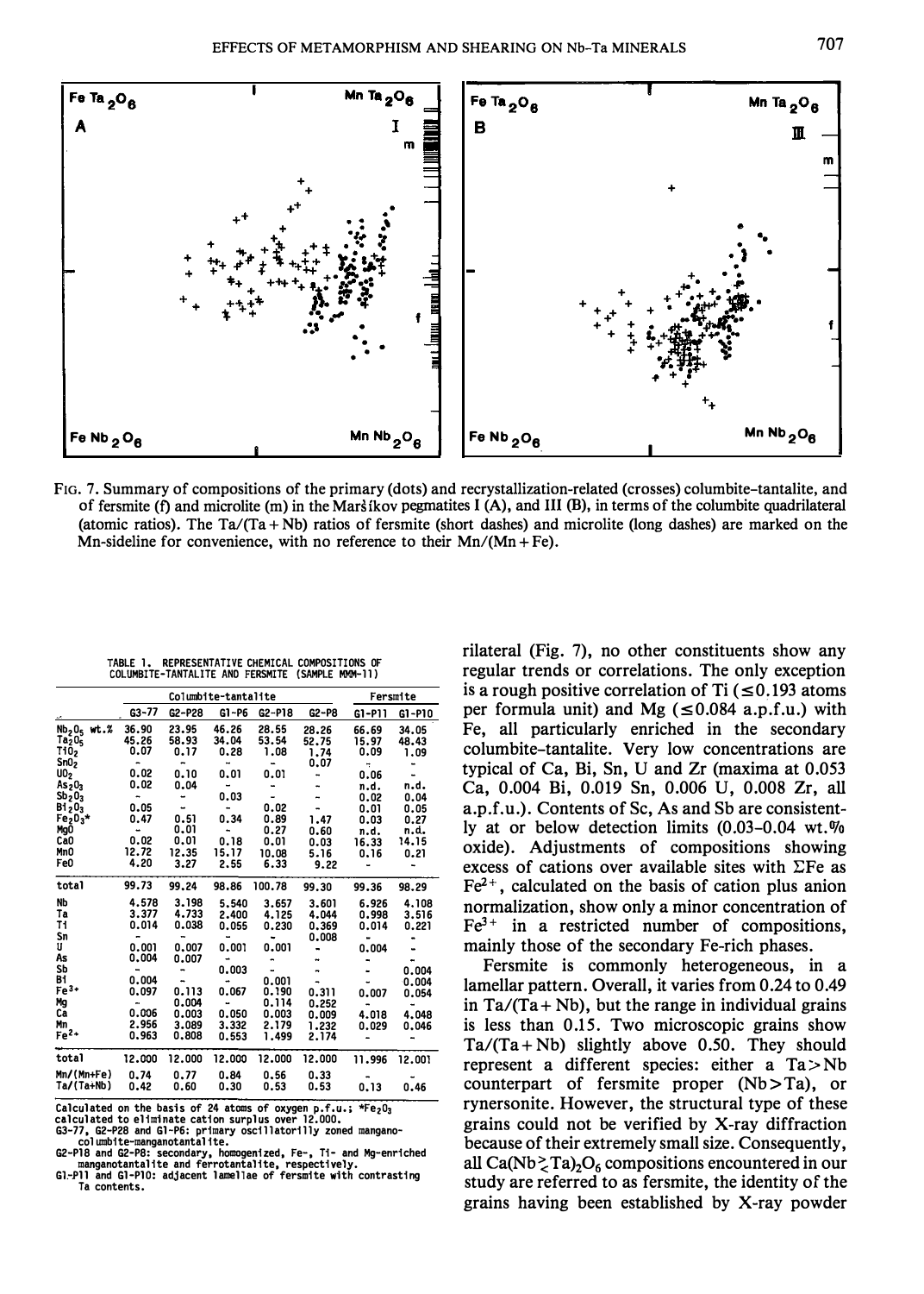FIG. 7. Summary of compositions of the primary (dots) and recrystallization-related (crosses) columbite–tantalite, and of fersmite (f) and microlite (m) in the Maršíkov pegmatites I (A), and III (B), in terms of the columbite quadrilateral (atomic ratios). The Ta/(Ta + Nb) ratios of fersmite (short dashes) and microlite (long dashes) are marked on the Mn-sideline for convenience, with no reference to their Mn/(Mn + Fe).

TABLE 1. REPRESENTATIVE CHEMICAL COMPOSITIONS OF COLUMBITE-TANTALITE AND FERSMITE (SAMPLE MMM-11)

| | Columbite-tantalite | | | | | Fersmite | |
|---|---|---|---|---|---|---|---|
| | G3-77 | G2-P28 | G1-P6 | G2-P18 | G2-P8 | G1-P11 | G1-P10 |
| $Nb_2O_5$ wt.% | 36.90 | 23.95 | 46.26 | 28.55 | 28.26 | 66.69 | 34.05 |
| $Ta_2O_5$ | 45.26 | 58.93 | 34.04 | 53.54 | 52.75 | 15.97 | 48.43 |
| $TiO_2$ | 0.07 | 0.17 | 0.28 | 1.08 | 1.74 | 0.09 | 1.09 |
| $SnO_2$ | - | - | - | - | 0.07 | - | - |
| $UO_2$ | 0.02 | 0.10 | 0.01 | 0.01 | - | 0.06 | - |
| $As_2O_3$ | 0.02 | 0.04 | - | - | - | n.d. | n.d. |
| $Sb_2O_3$ | - | - | 0.03 | - | - | 0.02 | 0.04 |
| $Bi_2O_3$ | 0.05 | - | - | 0.02 | - | 0.01 | 0.05 |
| $Fe_2O_3$* | 0.47 | 0.51 | 0.34 | 0.89 | 1.47 | 0.03 | 0.27 |
| MgO | - | 0.01 | - | 0.27 | 0.60 | n.d. | n.d. |
| CaO | 0.02 | 0.01 | 0.18 | 0.01 | 0.03 | 16.33 | 14.15 |
| MnO | 12.72 | 12.35 | 15.17 | 10.08 | 5.16 | 0.16 | 0.21 |
| FeO | 4.20 | 3.27 | 2.55 | 6.33 | 9.22 | - | - |
| total | 99.73 | 99.24 | 98.86 | 100.78 | 99.30 | 99.36 | 98.29 |
| Nb | 4.578 | 3.198 | 5.540 | 3.657 | 3.601 | 6.926 | 4.108 |
| Ta | 3.377 | 4.733 | 2.400 | 4.125 | 4.044 | 0.998 | 3.516 |
| Ti | 0.014 | 0.038 | 0.055 | 0.230 | 0.369 | 0.014 | 0.221 |
| Sn | - | - | - | - | 0.008 | - | - |
| U | 0.001 | 0.007 | 0.001 | 0.001 | - | 0.004 | - |
| As | 0.004 | 0.007 | - | - | - | - | - |
| Sb | - | - | 0.003 | - | - | - | 0.004 |
| Bi | 0.004 | - | - | 0.001 | - | - | 0.004 |
| $Fe^{3+}$ | 0.097 | 0.113 | 0.067 | 0.190 | 0.311 | 0.007 | 0.054 |
| Mg | - | 0.004 | - | 0.114 | 0.252 | - | - |
| Ca | 0.006 | 0.003 | 0.050 | 0.003 | 0.009 | 4.018 | 4.048 |
| Mn | 2.956 | 3.089 | 3.332 | 2.179 | 1.232 | 0.029 | 0.046 |
| $Fe^{2+}$ | 0.963 | 0.808 | 0.553 | 1.499 | 2.174 | - | - |
| total | 12.000 | 12.000 | 12.000 | 12.000 | 12.000 | 11.996 | 12.001 |
| Mn/(Mn+Fe) | 0.74 | 0.77 | 0.84 | 0.56 | 0.33 | - | - |
| Ta/(Ta+Nb) | 0.42 | 0.60 | 0.30 | 0.53 | 0.53 | 0.13 | 0.46 |

Calculated on the basis of 24 atoms of oxygen p.f.u.; *$Fe_2O_3$ calculated to eliminate cation surplus over 12.000.
G3-77, G2-P28 and G1-P6: primary oscillatorily zoned manganocolumbite-manganotantalite.
G2-P18 and G2-P8: secondary, homogenized, Fe-, Ti- and Mg-enriched manganotantalite and ferrotantalite, respectively.
G1-P11 and G1-P10: adjacent lamellae of fersmite with contrasting Ta contents.

rilateral (Fig. 7), no other constituents show any regular trends or correlations. The only exception is a rough positive correlation of Ti ($\leq$0.193 atoms per formula unit) and Mg ($\leq$0.084 a.p.f.u.) with Fe, all particularly enriched in the secondary columbite–tantalite. Very low concentrations are typical of Ca, Bi, Sn, U and Zr (maxima at 0.053 Ca, 0.004 Bi, 0.019 Sn, 0.006 U, 0.008 Zr, all a.p.f.u.). Contents of Sc, As and Sb are consistently at or below detection limits (0.03–0.04 wt.% oxide). Adjustments of compositions showing excess of cations over available sites with ΣFe as $Fe^{2+}$, calculated on the basis of cation plus anion normalization, show only a minor concentration of $Fe^{3+}$ in a restricted number of compositions, mainly those of the secondary Fe-rich phases.

Fersmite is commonly heterogeneous, in a lamellar pattern. Overall, it varies from 0.24 to 0.49 in Ta/(Ta + Nb), but the range in individual grains is less than 0.15. Two microscopic grains show Ta/(Ta + Nb) slightly above 0.50. They should represent a different species: either a Ta > Nb counterpart of fersmite proper (Nb > Ta), or rynersonite. However, the structural type of these grains could not be verified by X-ray diffraction because of their extremely small size. Consequently, all $Ca(Nb \gtrless Ta)_2O_6$ compositions encountered in our study are referred to as fersmite, the identity of the grains having been established by X-ray powder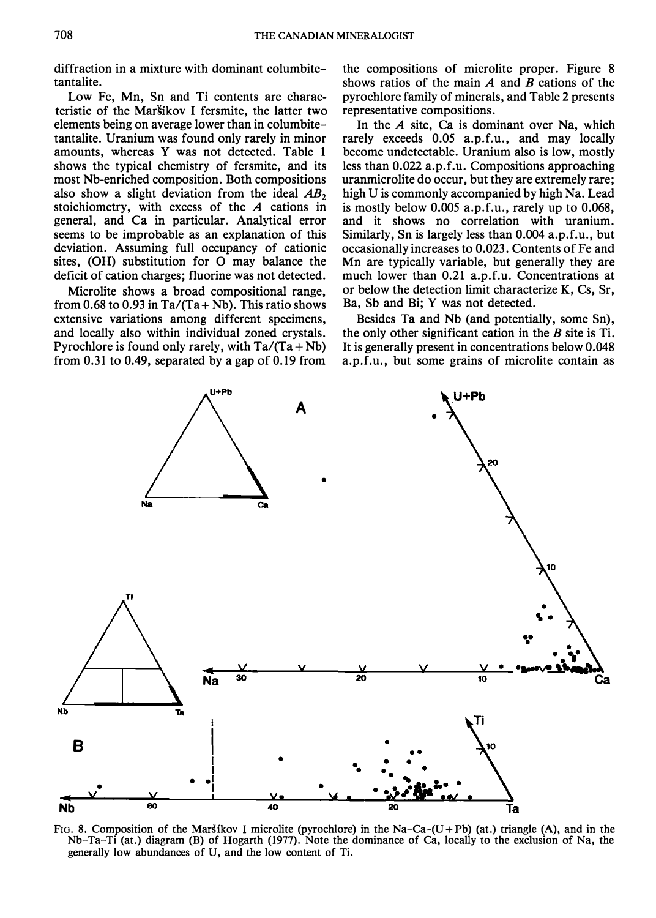diffraction in a mixture with dominant columbite-tantalite.

Low Fe, Mn, Sn and Ti contents are characteristic of the Maršíkov I fersmite, the latter two elements being on average lower than in columbite-tantalite. Uranium was found only rarely in minor amounts, whereas Y was not detected. Table 1 shows the typical chemistry of fersmite, and its most Nb-enriched composition. Both compositions also show a slight deviation from the ideal $AB_2$ stoichiometry, with excess of the $A$ cations in general, and Ca in particular. Analytical error seems to be improbable as an explanation of this deviation. Assuming full occupancy of cationic sites, (OH) substitution for O may balance the deficit of cation charges; fluorine was not detected.

Microlite shows a broad compositional range, from 0.68 to 0.93 in Ta/(Ta + Nb). This ratio shows extensive variations among different specimens, and locally also within individual zoned crystals. Pyrochlore is found only rarely, with Ta/(Ta + Nb) from 0.31 to 0.49, separated by a gap of 0.19 from the compositions of microlite proper. Figure 8 shows ratios of the main $A$ and $B$ cations of the pyrochlore family of minerals, and Table 2 presents representative compositions.

In the $A$ site, Ca is dominant over Na, which rarely exceeds 0.05 a.p.f.u., and may locally become undetectable. Uranium also is low, mostly less than 0.022 a.p.f.u. Compositions approaching uranmicrolite do occur, but they are extremely rare; high U is commonly accompanied by high Na. Lead is mostly below 0.005 a.p.f.u., rarely up to 0.068, and it shows no correlation with uranium. Similarly, Sn is largely less than 0.004 a.p.f.u., but occasionally increases to 0.023. Contents of Fe and Mn are typically variable, but generally they are much lower than 0.21 a.p.f.u. Concentrations at or below the detection limit characterize K, Cs, Sr, Ba, Sb and Bi; Y was not detected.

Besides Ta and Nb (and potentially, some Sn), the only other significant cation in the $B$ site is Ti. It is generally present in concentrations below 0.048 a.p.f.u., but some grains of microlite contain as

FIG. 8. Composition of the Maršíkov I microlite (pyrochlore) in the Na–Ca–(U + Pb) (at.) triangle (A), and in the Nb–Ta–Ti (at.) diagram (B) of Hogarth (1977). Note the dominance of Ca, locally to the exclusion of Na, the generally low abundances of U, and the low content of Ti.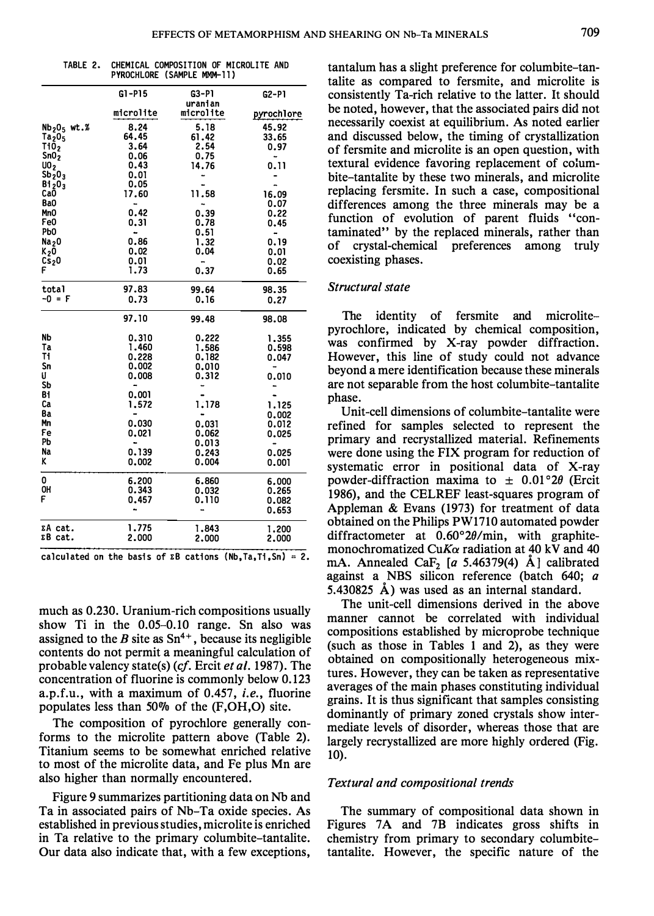TABLE 2. CHEMICAL COMPOSITION OF MICROLITE AND PYROCHLORE (SAMPLE MMM-11)

| | G1-P15 microlite | G3-P1 uranian microlite | G2-P1 pyrochlore |
|---|---|---|---|
| $Nb_2O_5$ wt.% | 8.24 | 5.18 | 45.92 |
| $Ta_2O_5$ | 64.45 | 61.42 | 33.65 |
| $TiO_2$ | 3.64 | 2.54 | 0.97 |
| $SnO_2$ | 0.06 | 0.75 | - |
| $UO_2$ | 0.43 | 14.76 | 0.11 |
| $Sb_2O_3$ | 0.01 | - | - |
| $Bi_2O_3$ | 0.05 | - | - |
| CaO | 17.60 | 11.58 | 16.09 |
| BaO | - | - | 0.07 |
| MnO | 0.42 | 0.39 | 0.22 |
| FeO | 0.31 | 0.78 | 0.45 |
| PbO | - | 0.51 | - |
| $Na_2O$ | 0.86 | 1.32 | 0.19 |
| $K_2O$ | 0.02 | 0.04 | 0.01 |
| $Cs_2O$ | 0.01 | - | 0.02 |
| F | 1.73 | 0.37 | 0.65 |
| total | 97.83 | 99.64 | 98.35 |
| -O = F | 0.73 | 0.16 | 0.27 |
| | 97.10 | 99.48 | 98.08 |
| Nb | 0.310 | 0.222 | 1.355 |
| Ta | 1.460 | 1.586 | 0.598 |
| Ti | 0.228 | 0.182 | 0.047 |
| Sn | 0.002 | 0.010 | - |
| U | 0.008 | 0.312 | 0.010 |
| Sb | - | - | - |
| Bi | 0.001 | - | - |
| Ca | 1.572 | 1.178 | 1.125 |
| Ba | - | - | 0.002 |
| Mn | 0.030 | 0.031 | 0.012 |
| Fe | 0.021 | 0.062 | 0.025 |
| Pb | - | 0.013 | - |
| Na | 0.139 | 0.243 | 0.025 |
| K | 0.002 | 0.004 | 0.001 |
| O | 6.200 | 6.860 | 6.000 |
| OH | 0.343 | 0.032 | 0.265 |
| F | 0.457 | 0.110 | 0.082 |
| | - | - | 0.653 |
| ΣA cat. | 1.775 | 1.843 | 1.200 |
| ΣB cat. | 2.000 | 2.000 | 2.000 |

calculated on the basis of ΣB cations (Nb,Ta,Ti,Sn) = 2.

much as 0.230. Uranium-rich compositions usually show Ti in the 0.05–0.10 range. Sn also was assigned to the *B* site as $Sn^{4+}$, because its negligible contents do not permit a meaningful calculation of probable valency state(s) (*cf.* Ercit *et al.* 1987). The concentration of fluorine is commonly below 0.123 a.p.f.u., with a maximum of 0.457, *i.e.*, fluorine populates less than 50% of the (F,OH,O) site.

The composition of pyrochlore generally conforms to the microlite pattern above (Table 2). Titanium seems to be somewhat enriched relative to most of the microlite data, and Fe plus Mn are also higher than normally encountered.

Figure 9 summarizes partitioning data on Nb and Ta in associated pairs of Nb–Ta oxide species. As established in previous studies, microlite is enriched in Ta relative to the primary columbite-tantalite. Our data also indicate that, with a few exceptions, tantalum has a slight preference for columbite-tantalite as compared to fersmite, and microlite is consistently Ta-rich relative to the latter. It should be noted, however, that the associated pairs did not necessarily coexist at equilibrium. As noted earlier and discussed below, the timing of crystallization of fersmite and microlite is an open question, with textural evidence favoring replacement of columbite-tantalite by these two minerals, and microlite replacing fersmite. In such a case, compositional differences among the three minerals may be a function of evolution of parent fluids "contaminated" by the replaced minerals, rather than of crystal-chemical preferences among truly coexisting phases.

### *Structural state*

The identity of fersmite and microlite–pyrochlore, indicated by chemical composition, was confirmed by X-ray powder diffraction. However, this line of study could not advance beyond a mere identification because these minerals are not separable from the host columbite-tantalite phase.

Unit-cell dimensions of columbite-tantalite were refined for samples selected to represent the primary and recrystallized material. Refinements were done using the FIX program for reduction of systematic error in positional data of X-ray powder-diffraction maxima to $\pm$ 0.01°2$\theta$ (Ercit 1986), and the CELREF least-squares program of Appleman & Evans (1973) for treatment of data obtained on the Philips PW1710 automated powder diffractometer at 0.60°2$\theta$/min, with graphite-monochromatized Cu*K*α radiation at 40 kV and 40 mA. Annealed $CaF_2$ [*a* 5.46379(4) Å] calibrated against a NBS silicon reference (batch 640; *a* 5.430825 Å) was used as an internal standard.

The unit-cell dimensions derived in the above manner cannot be correlated with individual compositions established by microprobe technique (such as those in Tables 1 and 2), as they were obtained on compositionally heterogeneous mixtures. However, they can be taken as representative averages of the main phases constituting individual grains. It is thus significant that samples consisting dominantly of primary zoned crystals show intermediate levels of disorder, whereas those that are largely recrystallized are more highly ordered (Fig. 10).

### *Textural and compositional trends*

The summary of compositional data shown in Figures 7A and 7B indicates gross shifts in chemistry from primary to secondary columbite-tantalite. However, the specific nature of the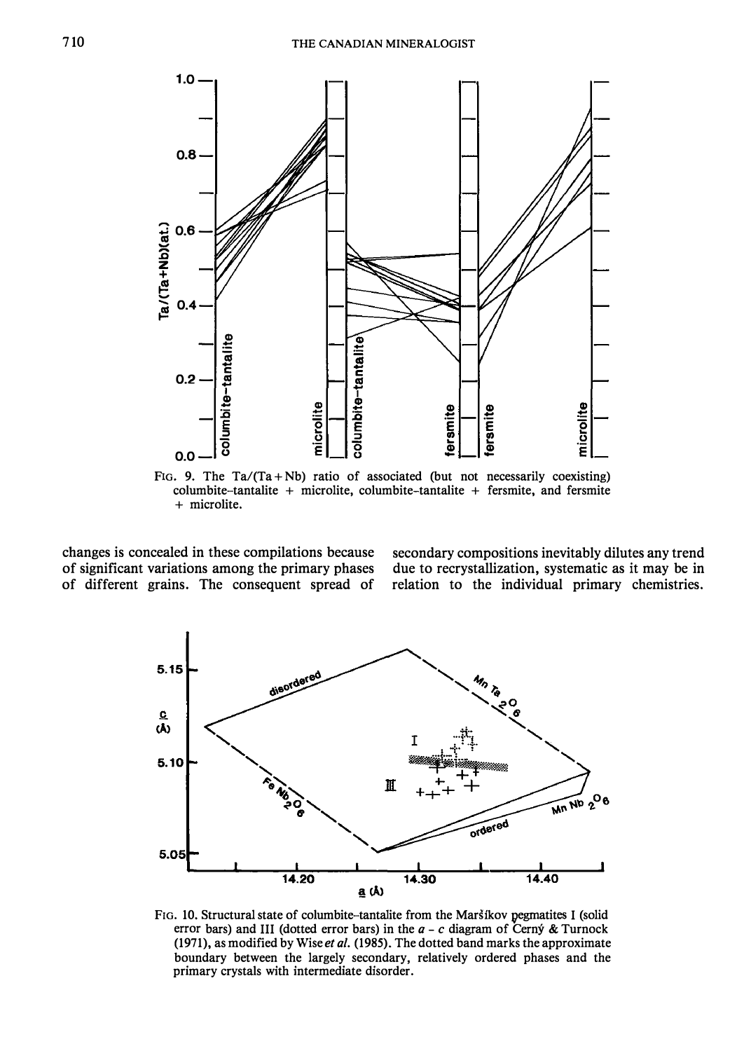FIG. 9. The Ta/(Ta + Nb) ratio of associated (but not necessarily coexisting) columbite–tantalite + microlite, columbite–tantalite + fersmite, and fersmite + microlite.

changes is concealed in these compilations because of significant variations among the primary phases of different grains. The consequent spread of secondary compositions inevitably dilutes any trend due to recrystallization, systematic as it may be in relation to the individual primary chemistries.

FIG. 10. Structural state of columbite–tantalite from the Maršíkov pegmatites I (solid error bars) and III (dotted error bars) in the *a* - *c* diagram of Černý & Turnock (1971), as modified by Wise *et al.* (1985). The dotted band marks the approximate boundary between the largely secondary, relatively ordered phases and the primary crystals with intermediate disorder.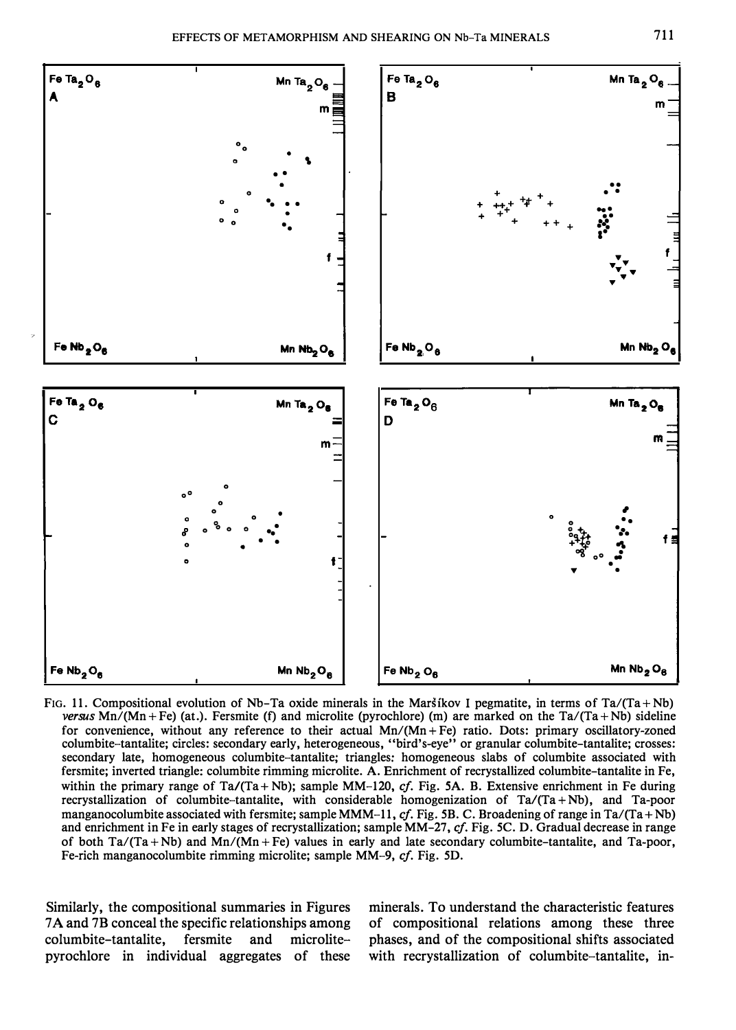FIG. 11. Compositional evolution of Nb–Ta oxide minerals in the Maršíkov I pegmatite, in terms of Ta/(Ta + Nb) *versus* Mn/(Mn + Fe) (at.). Fersmite (f) and microlite (pyrochlore) (m) are marked on the Ta/(Ta + Nb) sideline for convenience, without any reference to their actual Mn/(Mn + Fe) ratio. Dots: primary oscillatory-zoned columbite–tantalite; circles: secondary early, heterogeneous, "bird's-eye" or granular columbite–tantalite; crosses: secondary late, homogeneous columbite–tantalite; triangles: homogeneous slabs of columbite associated with fersmite; inverted triangle: columbite rimming microlite. A. Enrichment of recrystallized columbite–tantalite in Fe, within the primary range of Ta/(Ta + Nb); sample MM-120, *cf.* Fig. 5A. B. Extensive enrichment in Fe during recrystallization of columbite–tantalite, with considerable homogenization of Ta/(Ta + Nb), and Ta-poor manganocolumbite associated with fersmite; sample MMM-11, *cf.* Fig. 5B. C. Broadening of range in Ta/(Ta + Nb) and enrichment in Fe in early stages of recrystallization; sample MM-27, *cf.* Fig. 5C. D. Gradual decrease in range of both Ta/(Ta + Nb) and Mn/(Mn + Fe) values in early and late secondary columbite–tantalite, and Ta-poor, Fe-rich manganocolumbite rimming microlite; sample MM-9, *cf.* Fig. 5D.

Similarly, the compositional summaries in Figures 7A and 7B conceal the specific relationships among columbite–tantalite, fersmite and microlite–pyrochlore in individual aggregates of these minerals. To understand the characteristic features of compositional relations among these three phases, and of the compositional shifts associated with recrystallization of columbite–tantalite, in-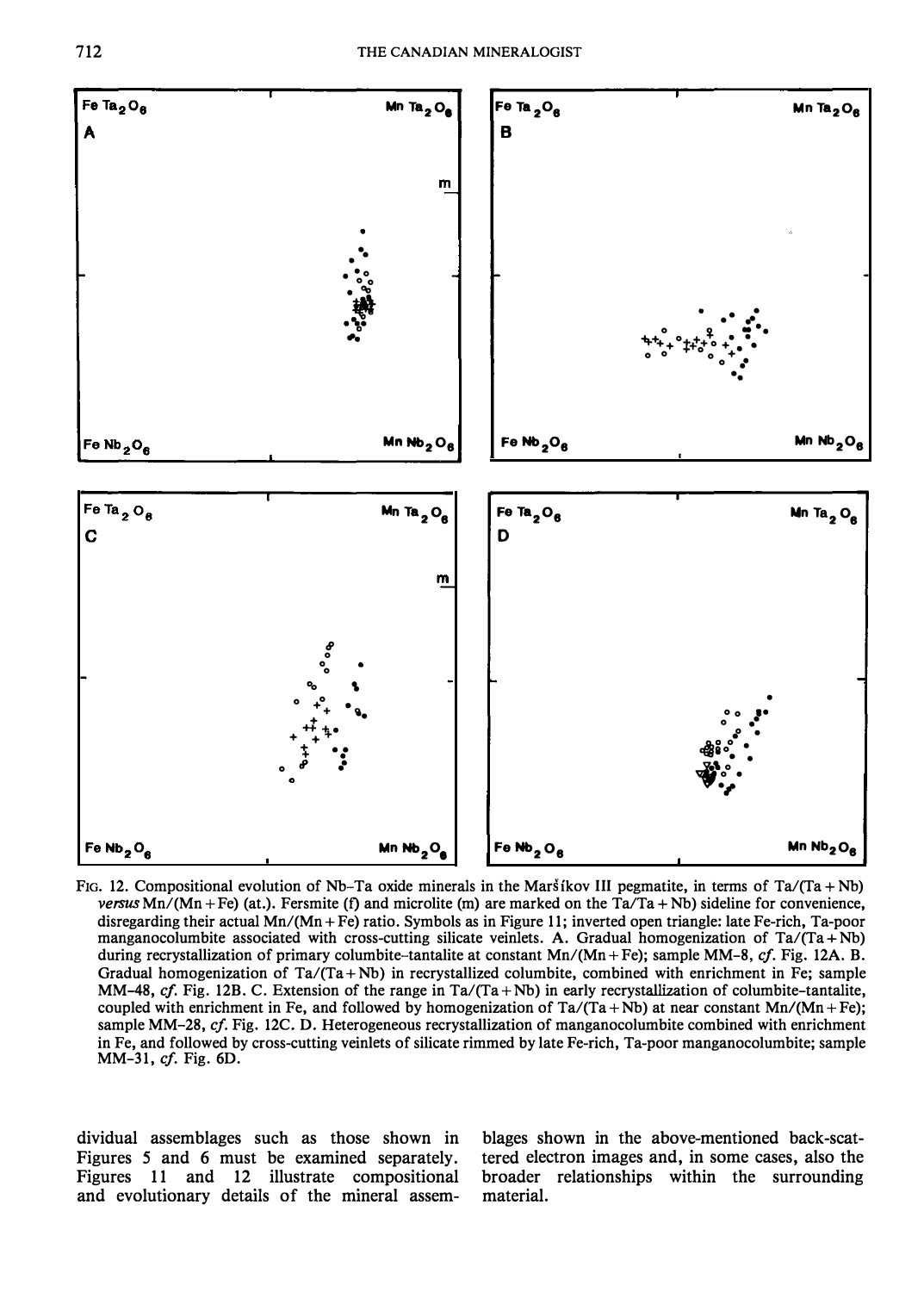FIG. 12. Compositional evolution of Nb–Ta oxide minerals in the Maršíkov III pegmatite, in terms of Ta/(Ta + Nb) *versus* Mn/(Mn + Fe) (at.). Fersmite (f) and microlite (m) are marked on the Ta/Ta + Nb) sideline for convenience, disregarding their actual Mn/(Mn + Fe) ratio. Symbols as in Figure 11; inverted open triangle: late Fe-rich, Ta-poor manganocolumbite associated with cross-cutting silicate veinlets. A. Gradual homogenization of Ta/(Ta + Nb) during recrystallization of primary columbite–tantalite at constant Mn/(Mn + Fe); sample MM-8, *cf.* Fig. 12A. B. Gradual homogenization of Ta/(Ta + Nb) in recrystallized columbite, combined with enrichment in Fe; sample MM-48, *cf.* Fig. 12B. C. Extension of the range in Ta/(Ta + Nb) in early recrystallization of columbite–tantalite, coupled with enrichment in Fe, and followed by homogenization of Ta/(Ta + Nb) at near constant Mn/(Mn + Fe); sample MM-28, *cf.* Fig. 12C. D. Heterogeneous recrystallization of manganocolumbite combined with enrichment in Fe, and followed by cross-cutting veinlets of silicate rimmed by late Fe-rich, Ta-poor manganocolumbite; sample MM-31, *cf.* Fig. 6D.

dividual assemblages such as those shown in Figures 5 and 6 must be examined separately. Figures 11 and 12 illustrate compositional and evolutionary details of the mineral assemblages shown in the above-mentioned back-scattered electron images and, in some cases, also the broader relationships within the surrounding material.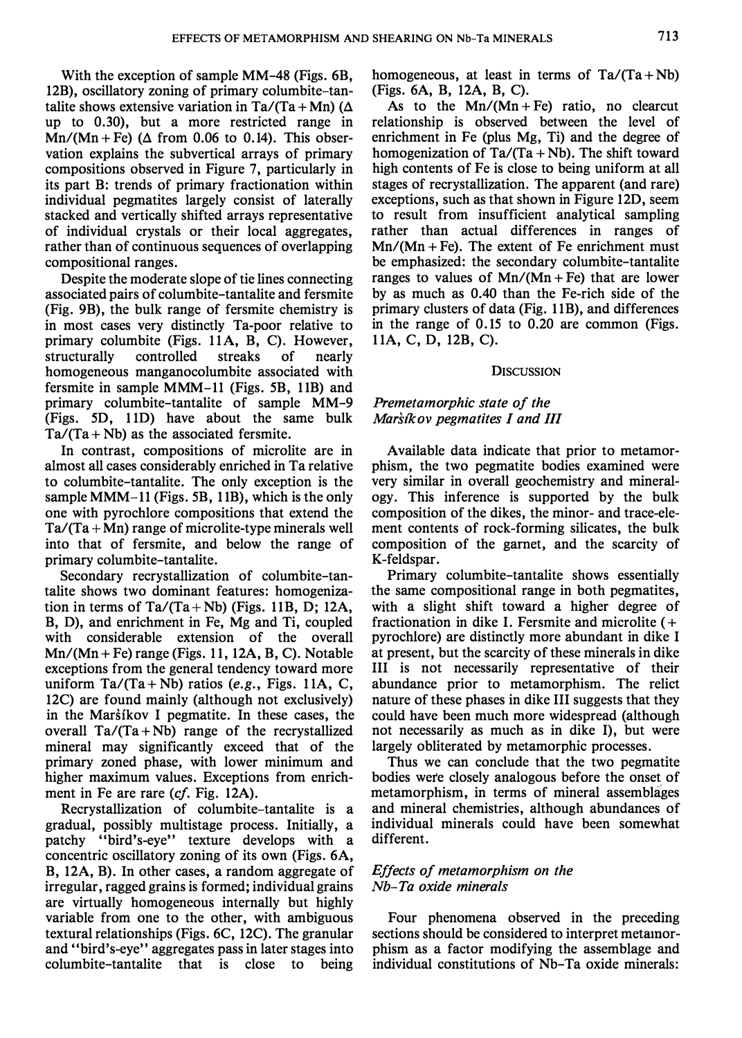With the exception of sample MM–48 (Figs. 6B, 12B), oscillatory zoning of primary columbite–tantalite shows extensive variation in Ta/(Ta + Mn) (Δ up to 0.30), but a more restricted range in Mn/(Mn + Fe) (Δ from 0.06 to 0.14). This observation explains the subvertical arrays of primary compositions observed in Figure 7, particularly in its part B: trends of primary fractionation within individual pegmatites largely consist of laterally stacked and vertically shifted arrays representative of individual crystals or their local aggregates, rather than of continuous sequences of overlapping compositional ranges.

Despite the moderate slope of tie lines connecting associated pairs of columbite–tantalite and fersmite (Fig. 9B), the bulk range of fersmite chemistry is in most cases very distinctly Ta-poor relative to primary columbite (Figs. 11A, B, C). However, structurally controlled streaks of nearly homogeneous manganocolumbite associated with fersmite in sample MMM–11 (Figs. 5B, 11B) and primary columbite–tantalite of sample MM–9 (Figs. 5D, 11D) have about the same bulk Ta/(Ta + Nb) as the associated fersmite.

In contrast, compositions of microlite are in almost all cases considerably enriched in Ta relative to columbite–tantalite. The only exception is the sample MMM–11 (Figs. 5B, 11B), which is the only one with pyrochlore compositions that extend the Ta/(Ta + Mn) range of microlite-type minerals well into that of fersmite, and below the range of primary columbite–tantalite.

Secondary recrystallization of columbite–tantalite shows two dominant features: homogenization in terms of Ta/(Ta + Nb) (Figs. 11B, D; 12A, B, D), and enrichment in Fe, Mg and Ti, coupled with considerable extension of the overall Mn/(Mn + Fe) range (Figs. 11, 12A, B, C). Notable exceptions from the general tendency toward more uniform Ta/(Ta + Nb) ratios (*e.g.*, Figs. 11A, C, 12C) are found mainly (although not exclusively) in the Maršíkov I pegmatite. In these cases, the overall Ta/(Ta + Nb) range of the recrystallized mineral may significantly exceed that of the primary zoned phase, with lower minimum and higher maximum values. Exceptions from enrichment in Fe are rare (*cf.* Fig. 12A).

Recrystallization of columbite–tantalite is a gradual, possibly multistage process. Initially, a patchy "bird's-eye" texture develops with a concentric oscillatory zoning of its own (Figs. 6A, B, 12A, B). In other cases, a random aggregate of irregular, ragged grains is formed; individual grains are virtually homogeneous internally but highly variable from one to the other, with ambiguous textural relationships (Figs. 6C, 12C). The granular and "bird's-eye" aggregates pass in later stages into columbite–tantalite that is close to being homogeneous, at least in terms of Ta/(Ta + Nb) (Figs. 6A, B, 12A, B, C).

As to the Mn/(Mn + Fe) ratio, no clearcut relationship is observed between the level of enrichment in Fe (plus Mg, Ti) and the degree of homogenization of Ta/(Ta + Nb). The shift toward high contents of Fe is close to being uniform at all stages of recrystallization. The apparent (and rare) exceptions, such as that shown in Figure 12D, seem to result from insufficient analytical sampling rather than actual differences in ranges of Mn/(Mn + Fe). The extent of Fe enrichment must be emphasized: the secondary columbite–tantalite ranges to values of Mn/(Mn + Fe) that are lower by as much as 0.40 than the Fe-rich side of the primary clusters of data (Fig. 11B), and differences in the range of 0.15 to 0.20 are common (Figs. 11A, C, D, 12B, C).

## Discussion

### *Premetamorphic state of the Maršíkov pegmatites I and III*

Available data indicate that prior to metamorphism, the two pegmatite bodies examined were very similar in overall geochemistry and mineralogy. This inference is supported by the bulk composition of the dikes, the minor- and trace-element contents of rock-forming silicates, the bulk composition of the garnet, and the scarcity of K-feldspar.

Primary columbite–tantalite shows essentially the same compositional range in both pegmatites, with a slight shift toward a higher degree of fractionation in dike I. Fersmite and microlite (+ pyrochlore) are distinctly more abundant in dike I at present, but the scarcity of these minerals in dike III is not necessarily representative of their abundance prior to metamorphism. The relict nature of these phases in dike III suggests that they could have been much more widespread (although not necessarily as much as in dike I), but were largely obliterated by metamorphic processes.

Thus we can conclude that the two pegmatite bodies were closely analogous before the onset of metamorphism, in terms of mineral assemblages and mineral chemistries, although abundances of individual minerals could have been somewhat different.

### *Effects of metamorphism on the Nb–Ta oxide minerals*

Four phenomena observed in the preceding sections should be considered to interpret metamorphism as a factor modifying the assemblage and individual constitutions of Nb–Ta oxide minerals: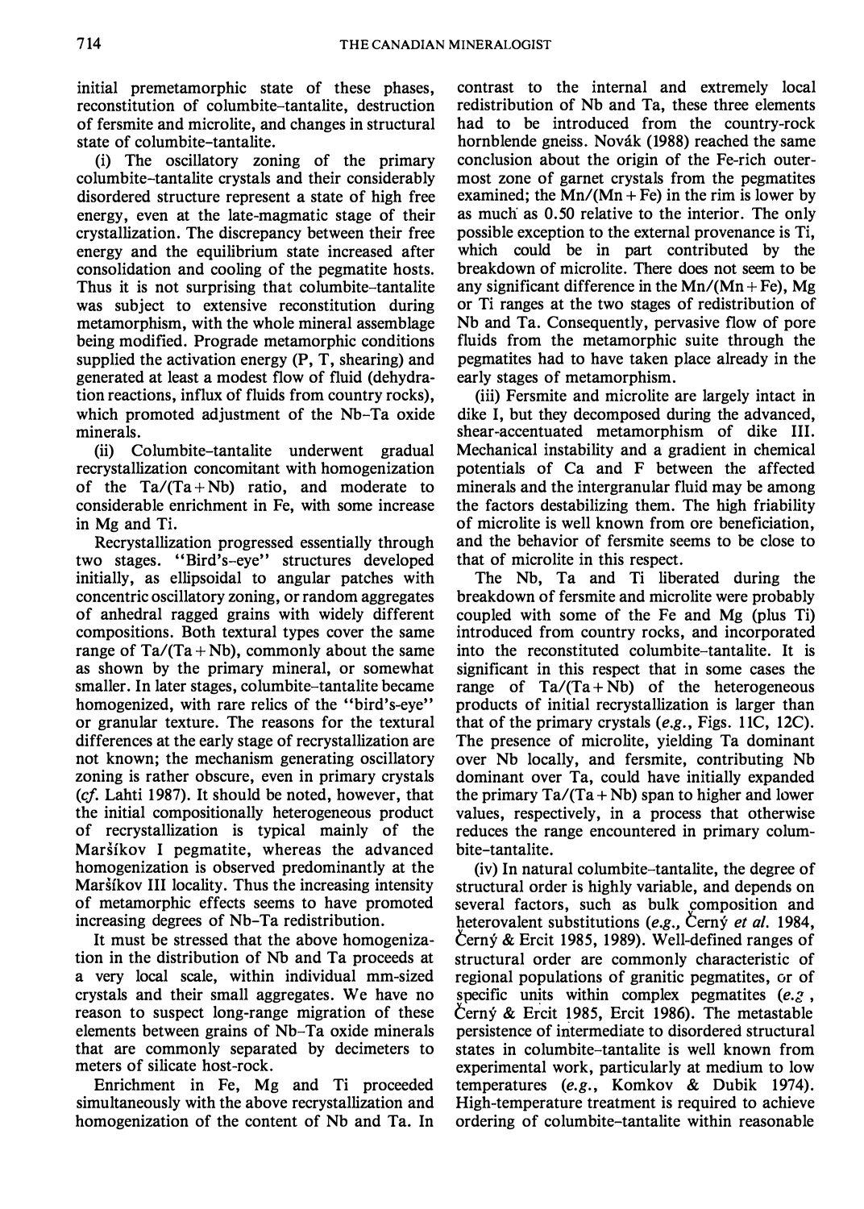initial premetamorphic state of these phases, reconstitution of columbite–tantalite, destruction of fersmite and microlite, and changes in structural state of columbite–tantalite.

(i) The oscillatory zoning of the primary columbite–tantalite crystals and their considerably disordered structure represent a state of high free energy, even at the late-magmatic stage of their crystallization. The discrepancy between their free energy and the equilibrium state increased after consolidation and cooling of the pegmatite hosts. Thus it is not surprising that columbite–tantalite was subject to extensive reconstitution during metamorphism, with the whole mineral assemblage being modified. Prograde metamorphic conditions supplied the activation energy (P, T, shearing) and generated at least a modest flow of fluid (dehydration reactions, influx of fluids from country rocks), which promoted adjustment of the Nb–Ta oxide minerals.

(ii) Columbite–tantalite underwent gradual recrystallization concomitant with homogenization of the Ta/(Ta + Nb) ratio, and moderate to considerable enrichment in Fe, with some increase in Mg and Ti.

Recrystallization progressed essentially through two stages. "Bird's-eye" structures developed initially, as ellipsoidal to angular patches with concentric oscillatory zoning, or random aggregates of anhedral ragged grains with widely different compositions. Both textural types cover the same range of Ta/(Ta + Nb), commonly about the same as shown by the primary mineral, or somewhat smaller. In later stages, columbite–tantalite became homogenized, with rare relics of the "bird's-eye" or granular texture. The reasons for the textural differences at the early stage of recrystallization are not known; the mechanism generating oscillatory zoning is rather obscure, even in primary crystals (*cf.* Lahti 1987). It should be noted, however, that the initial compositionally heterogeneous product of recrystallization is typical mainly of the Maršíkov I pegmatite, whereas the advanced homogenization is observed predominantly at the Maršíkov III locality. Thus the increasing intensity of metamorphic effects seems to have promoted increasing degrees of Nb–Ta redistribution.

It must be stressed that the above homogenization in the distribution of Nb and Ta proceeds at a very local scale, within individual mm-sized crystals and their small aggregates. We have no reason to suspect long-range migration of these elements between grains of Nb–Ta oxide minerals that are commonly separated by decimeters to meters of silicate host-rock.

Enrichment in Fe, Mg and Ti proceeded simultaneously with the above recrystallization and homogenization of the content of Nb and Ta. In contrast to the internal and extremely local redistribution of Nb and Ta, these three elements had to be introduced from the country-rock hornblende gneiss. Novák (1988) reached the same conclusion about the origin of the Fe-rich outermost zone of garnet crystals from the pegmatites examined; the Mn/(Mn + Fe) in the rim is lower by as much as 0.50 relative to the interior. The only possible exception to the external provenance is Ti, which could be in part contributed by the breakdown of microlite. There does not seem to be any significant difference in the Mn/(Mn + Fe), Mg or Ti ranges at the two stages of redistribution of Nb and Ta. Consequently, pervasive flow of pore fluids from the metamorphic suite through the pegmatites had to have taken place already in the early stages of metamorphism.

(iii) Fersmite and microlite are largely intact in dike I, but they decomposed during the advanced, shear-accentuated metamorphism of dike III. Mechanical instability and a gradient in chemical potentials of Ca and F between the affected minerals and the intergranular fluid may be among the factors destabilizing them. The high friability of microlite is well known from ore beneficiation, and the behavior of fersmite seems to be close to that of microlite in this respect.

The Nb, Ta and Ti liberated during the breakdown of fersmite and microlite were probably coupled with some of the Fe and Mg (plus Ti) introduced from country rocks, and incorporated into the reconstituted columbite–tantalite. It is significant in this respect that in some cases the range of Ta/(Ta + Nb) of the heterogeneous products of initial recrystallization is larger than that of the primary crystals (*e.g.*, Figs. 11C, 12C). The presence of microlite, yielding Ta dominant over Nb locally, and fersmite, contributing Nb dominant over Ta, could have initially expanded the primary Ta/(Ta + Nb) span to higher and lower values, respectively, in a process that otherwise reduces the range encountered in primary columbite–tantalite.

(iv) In natural columbite–tantalite, the degree of structural order is highly variable, and depends on several factors, such as bulk composition and heterovalent substitutions (*e.g.*, Černý *et al.* 1984, Černý & Ercit 1985, 1989). Well-defined ranges of structural order are commonly characteristic of regional populations of granitic pegmatites, or of specific units within complex pegmatites (*e.g.*, Černý & Ercit 1985, Ercit 1986). The metastable persistence of intermediate to disordered structural states in columbite–tantalite is well known from experimental work, particularly at medium to low temperatures (*e.g.*, Komkov & Dubik 1974). High-temperature treatment is required to achieve ordering of columbite–tantalite within reasonable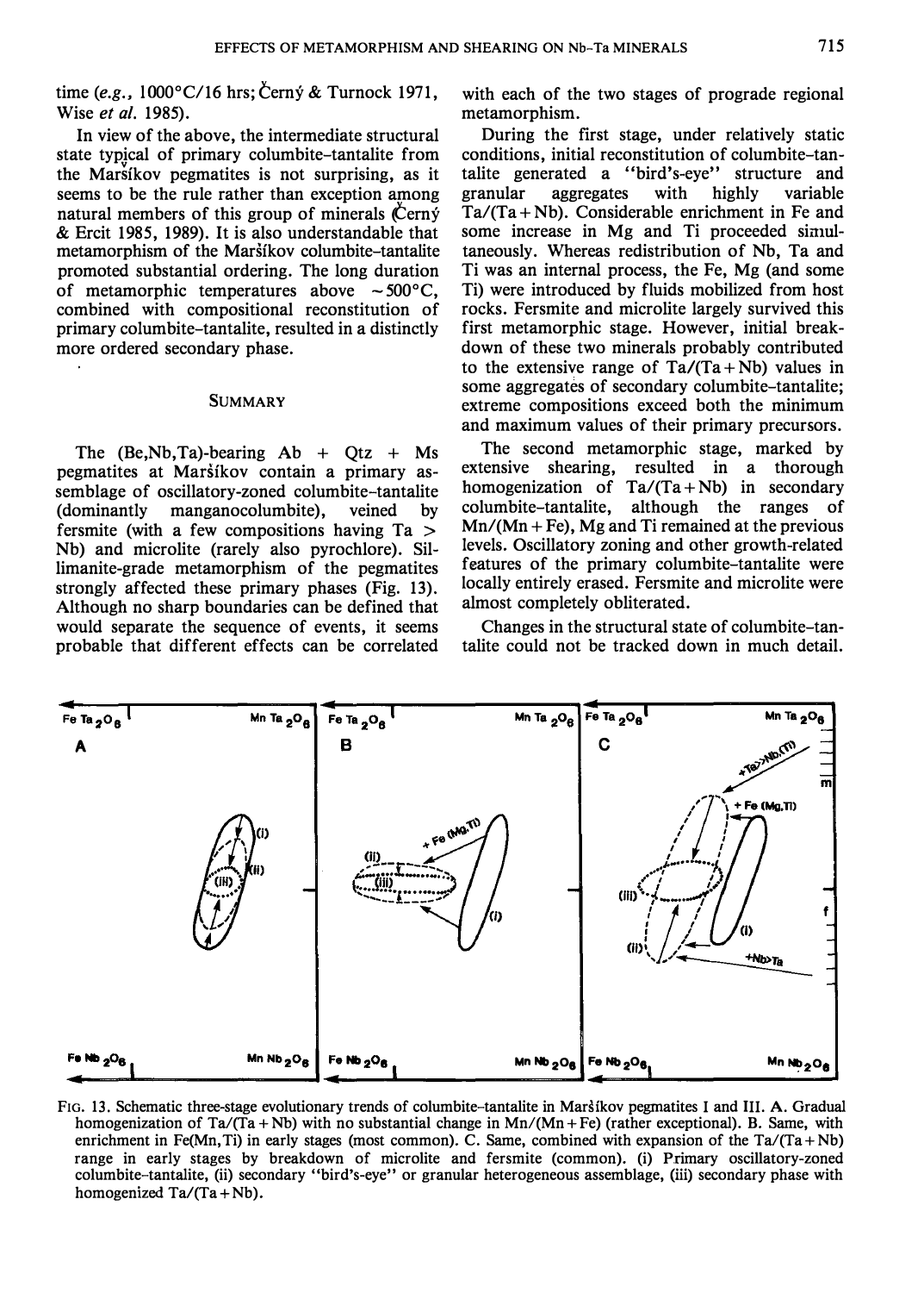time (*e.g.*, 1000°C/16 hrs; Černý & Turnock 1971, Wise *et al.* 1985).

In view of the above, the intermediate structural state typical of primary columbite–tantalite from the Maršíkov pegmatites is not surprising, as it seems to be the rule rather than exception among natural members of this group of minerals (Černý & Ercit 1985, 1989). It is also understandable that metamorphism of the Maršíkov columbite–tantalite promoted substantial ordering. The long duration of metamorphic temperatures above ~500°C, combined with compositional reconstitution of primary columbite–tantalite, resulted in a distinctly more ordered secondary phase.

## SUMMARY

The (Be,Nb,Ta)-bearing Ab + Qtz + Ms pegmatites at Maršíkov contain a primary assemblage of oscillatory-zoned columbite–tantalite (dominantly manganocolumbite), veined by fersmite (with a few compositions having Ta > Nb) and microlite (rarely also pyrochlore). Sillimanite-grade metamorphism of the pegmatites strongly affected these primary phases (Fig. 13). Although no sharp boundaries can be defined that would separate the sequence of events, it seems probable that different effects can be correlated with each of the two stages of prograde regional metamorphism.

During the first stage, under relatively static conditions, initial reconstitution of columbite–tantalite generated a "bird's-eye" structure and granular aggregates with highly variable Ta/(Ta + Nb). Considerable enrichment in Fe and some increase in Mg and Ti proceeded simultaneously. Whereas redistribution of Nb, Ta and Ti was an internal process, the Fe, Mg (and some Ti) were introduced by fluids mobilized from host rocks. Fersmite and microlite largely survived this first metamorphic stage. However, initial breakdown of these two minerals probably contributed to the extensive range of Ta/(Ta + Nb) values in some aggregates of secondary columbite–tantalite; extreme compositions exceed both the minimum and maximum values of their primary precursors.

The second metamorphic stage, marked by extensive shearing, resulted in a thorough homogenization of Ta/(Ta + Nb) in secondary columbite–tantalite, although the ranges of Mn/(Mn + Fe), Mg and Ti remained at the previous levels. Oscillatory zoning and other growth-related features of the primary columbite–tantalite were locally entirely erased. Fersmite and microlite were almost completely obliterated.

Changes in the structural state of columbite–tantalite could not be tracked down in much detail.

FIG. 13. Schematic three-stage evolutionary trends of columbite–tantalite in Maršíkov pegmatites I and III. A. Gradual homogenization of Ta/(Ta + Nb) with no substantial change in Mn/(Mn + Fe) (rather exceptional). B. Same, with enrichment in Fe(Mn,Ti) in early stages (most common). C. Same, combined with expansion of the Ta/(Ta + Nb) range in early stages by breakdown of microlite and fersmite (common). (i) Primary oscillatory-zoned columbite–tantalite, (ii) secondary "bird's-eye" or granular heterogeneous assemblage, (iii) secondary phase with homogenized Ta/(Ta + Nb).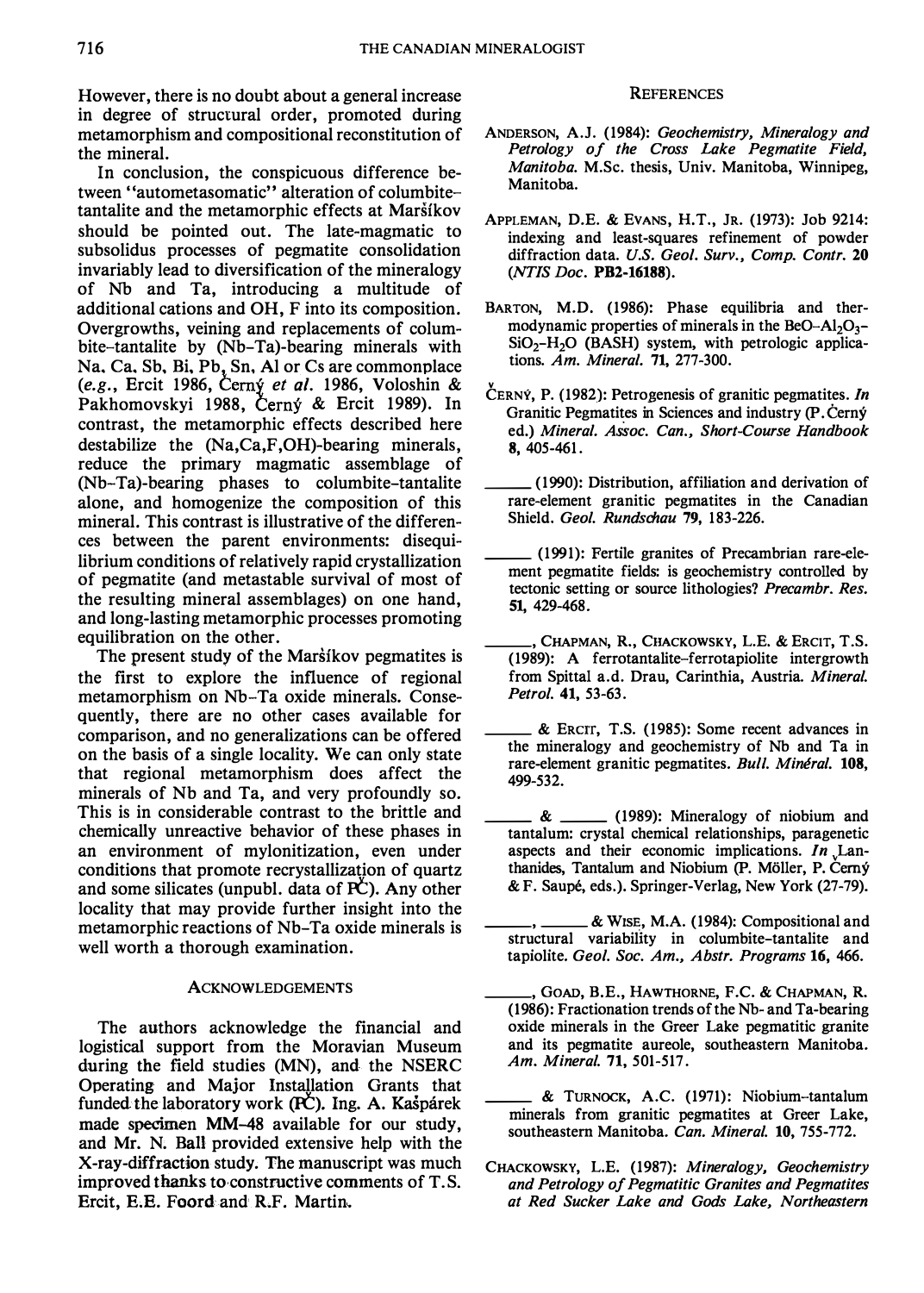However, there is no doubt about a general increase in degree of structural order, promoted during metamorphism and compositional reconstitution of the mineral.

In conclusion, the conspicuous difference between "autometasomatic" alteration of columbite–tantalite and the metamorphic effects at Maršíkov should be pointed out. The late-magmatic to subsolidus processes of pegmatite consolidation invariably lead to diversification of the mineralogy of Nb and Ta, introducing a multitude of additional cations and OH, F into its composition. Overgrowths, veining and replacements of columbite–tantalite by (Nb–Ta)-bearing minerals with Na, Ca, Sb, Bi, Pb, Sn, Al or Cs are commonplace (*e.g.*, Ercit 1986, Černý *et al.* 1986, Voloshin & Pakhomovskyi 1988, Černý & Ercit 1989). In contrast, the metamorphic effects described here destabilize the (Na,Ca,F,OH)-bearing minerals, reduce the primary magmatic assemblage of (Nb–Ta)-bearing phases to columbite–tantalite alone, and homogenize the composition of this mineral. This contrast is illustrative of the differences between the parent environments: disequilibrium conditions of relatively rapid crystallization of pegmatite (and metastable survival of most of the resulting mineral assemblages) on one hand, and long-lasting metamorphic processes promoting equilibration on the other.

The present study of the Maršíkov pegmatites is the first to explore the influence of regional metamorphism on Nb–Ta oxide minerals. Consequently, there are no other cases available for comparison, and no generalizations can be offered on the basis of a single locality. We can only state that regional metamorphism does affect the minerals of Nb and Ta, and very profoundly so. This is in considerable contrast to the brittle and chemically unreactive behavior of these phases in an environment of mylonitization, even under conditions that promote recrystallization of quartz and some silicates (unpubl. data of PČ). Any other locality that may provide further insight into the metamorphic reactions of Nb–Ta oxide minerals is well worth a thorough examination.

## Acknowledgements

The authors acknowledge the financial and logistical support from the Moravian Museum during the field studies (MN), and the NSERC Operating and Major Installation Grants that funded the laboratory work (PČ). Ing. A. Kašpárek made specimen MM-48 available for our study, and Mr. N. Ball provided extensive help with the X-ray-diffraction study. The manuscript was much improved thanks to constructive comments of T.S. Ercit, E.E. Foord and R.F. Martin.

## References

Anderson, A.J. (1984): *Geochemistry, Mineralogy and Petrology of the Cross Lake Pegmatite Field, Manitoba.* M.Sc. thesis, Univ. Manitoba, Winnipeg, Manitoba.

Appleman, D.E. & Evans, H.T., Jr. (1973): Job 9214: indexing and least-squares refinement of powder diffraction data. *U.S. Geol. Surv., Comp. Contr.* **20** (*NTIS Doc.* **PB2-16188**).

Barton, M.D. (1986): Phase equilibria and thermodynamic properties of minerals in the $BeO–Al_2O_3–SiO_2–H_2O$ (BASH) system, with petrologic applications. *Am. Mineral.* **71**, 277-300.

Černý, P. (1982): Petrogenesis of granitic pegmatites. *In* Granitic Pegmatites in Sciences and industry (P. Černý ed.) *Mineral. Assoc. Can., Short-Course Handbook* **8**, 405-461.

_____ (1990): Distribution, affiliation and derivation of rare-element granitic pegmatites in the Canadian Shield. *Geol. Rundschau* **79**, 183-226.

_____ (1991): Fertile granites of Precambrian rare-element pegmatite fields: is geochemistry controlled by tectonic setting or source lithologies? *Precambr. Res.* **51**, 429-468.

_____, Chapman, R., Chackowsky, L.E. & Ercit, T.S. (1989): A ferrotantalite–ferrotapiolite intergrowth from Spittal a.d. Drau, Carinthia, Austria. *Mineral. Petrol.* **41**, 53-63.

_____ & Ercit, T.S. (1985): Some recent advances in the mineralogy and geochemistry of Nb and Ta in rare-element granitic pegmatites. *Bull. Minéral.* **108**, 499-532.

_____ & _____ (1989): Mineralogy of niobium and tantalum: crystal chemical relationships, paragenetic aspects and their economic implications. *In* Lanthanides, Tantalum and Niobium (P. Möller, P. Černý & F. Saupé, eds.). Springer-Verlag, New York (27-79).

_____, _____ & Wise, M.A. (1984): Compositional and structural variability in columbite–tantalite and tapiolite. *Geol. Soc. Am., Abstr. Programs* **16**, 466.

_____, Goad, B.E., Hawthorne, F.C. & Chapman, R. (1986): Fractionation trends of the Nb- and Ta-bearing oxide minerals in the Greer Lake pegmatitic granite and its pegmatite aureole, southeastern Manitoba. *Am. Mineral.* **71**, 501-517.

_____ & Turnock, A.C. (1971): Niobium–tantalum minerals from granitic pegmatites at Greer Lake, southeastern Manitoba. *Can. Mineral.* **10**, 755-772.

Chackowsky, L.E. (1987): *Mineralogy, Geochemistry and Petrology of Pegmatitic Granites and Pegmatites at Red Sucker Lake and Gods Lake, Northeastern*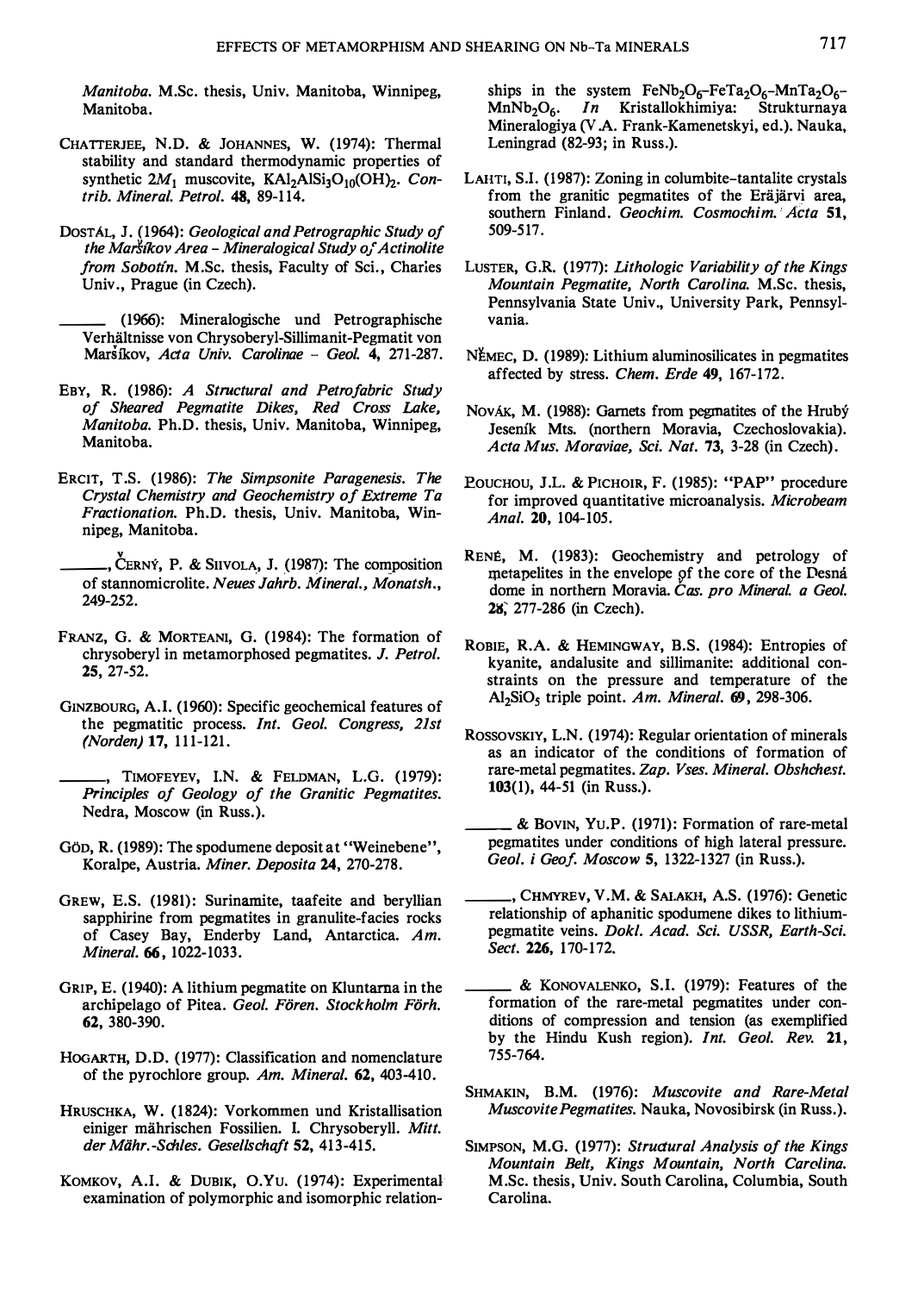*Manitoba*. M.Sc. thesis, Univ. Manitoba, Winnipeg, Manitoba.

CHATTERJEE, N.D. & JOHANNES, W. (1974): Thermal stability and standard thermodynamic properties of synthetic $2M_1$ muscovite, $KAl_2AlSi_3O_{10}(OH)_2$. *Contrib. Mineral. Petrol.* **48**, 89-114.

DOSTÁL, J. (1964): *Geological and Petrographic Study of the Maršíkov Area – Mineralogical Study of Actinolite from Sobotín*. M.Sc. thesis, Faculty of Sci., Charles Univ., Prague (in Czech).

______ (1966): Mineralogische und Petrographische Verhältnisse von Chrysoberyl-Sillimanit-Pegmatit von Maršíkov, *Acta Univ. Carolinae – Geol.* **4**, 271-287.

EBY, R. (1986): *A Structural and Petrofabric Study of Sheared Pegmatite Dikes, Red Cross Lake, Manitoba*. Ph.D. thesis, Univ. Manitoba, Winnipeg, Manitoba.

ERCIT, T.S. (1986): *The Simpsonite Paragenesis. The Crystal Chemistry and Geochemistry of Extreme Ta Fractionation*. Ph.D. thesis, Univ. Manitoba, Winnipeg, Manitoba.

______, ČERNÝ, P. & SIIVOLA, J. (1987): The composition of stannomicrolite. *Neues Jahrb. Mineral., Monatsh.*, 249-252.

FRANZ, G. & MORTEANI, G. (1984): The formation of chrysoberyl in metamorphosed pegmatites. *J. Petrol.* **25**, 27-52.

GINZBOURG, A.I. (1960): Specific geochemical features of the pegmatitic process. *Int. Geol. Congress, 21st (Norden)* **17**, 111-121.

______, TIMOFEYEV, I.N. & FELDMAN, L.G. (1979): *Principles of Geology of the Granitic Pegmatites*. Nedra, Moscow (in Russ.).

GÖD, R. (1989): The spodumene deposit at "Weinebene", Koralpe, Austria. *Miner. Deposita* **24**, 270-278.

GREW, E.S. (1981): Surinamite, taafeite and beryllian sapphirine from pegmatites in granulite-facies rocks of Casey Bay, Enderby Land, Antarctica. *Am. Mineral.* **66**, 1022-1033.

GRIP, E. (1940): A lithium pegmatite on Kluntarna in the archipelago of Pitea. *Geol. Fören. Stockholm Förh.* **62**, 380-390.

HOGARTH, D.D. (1977): Classification and nomenclature of the pyrochlore group. *Am. Mineral.* **62**, 403-410.

HRUSCHKA, W. (1824): Vorkommen und Kristallisation einiger mährischen Fossilien. I. Chrysoberyll. *Mitt. der Mähr.-Schles. Gesellschaft* **52**, 413-415.

KOMKOV, A.I. & DUBIK, O.YU. (1974): Experimental examination of polymorphic and isomorphic relationships in the system $FeNb_2O_6$–$FeTa_2O_6$–$MnTa_2O_6$–$MnNb_2O_6$. *In* Kristallokhimiya: Strukturnaya Mineralogiya (V.A. Frank-Kamenetskyi, ed.). Nauka, Leningrad (82-93; in Russ.).

LAHTI, S.I. (1987): Zoning in columbite–tantalite crystals from the granitic pegmatites of the Eräjärvi area, southern Finland. *Geochim. Cosmochim. Acta* **51**, 509-517.

LUSTER, G.R. (1977): *Lithologic Variability of the Kings Mountain Pegmatite, North Carolina*. M.Sc. thesis, Pennsylvania State Univ., University Park, Pennsylvania.

NĚMEC, D. (1989): Lithium aluminosilicates in pegmatites affected by stress. *Chem. Erde* **49**, 167-172.

NOVÁK, M. (1988): Garnets from pegmatites of the Hrubý Jeseník Mts. (northern Moravia, Czechoslovakia). *Acta Mus. Moraviae, Sci. Nat.* **73**, 3-28 (in Czech).

POUCHOU, J.L. & PICHOIR, F. (1985): "PAP" procedure for improved quantitative microanalysis. *Microbeam Anal.* **20**, 104-105.

RENÉ, M. (1983): Geochemistry and petrology of metapelites in the envelope of the core of the Desná dome in northern Moravia. *Čas. pro Mineral. a Geol.* **28**, 277-286 (in Czech).

ROBIE, R.A. & HEMINGWAY, B.S. (1984): Entropies of kyanite, andalusite and sillimanite: additional constraints on the pressure and temperature of the $Al_2SiO_5$ triple point. *Am. Mineral.* **69**, 298-306.

ROSSOVSKIY, L.N. (1974): Regular orientation of minerals as an indicator of the conditions of formation of rare-metal pegmatites. *Zap. Vses. Mineral. Obshchest.* **103**(1), 44-51 (in Russ.).

______ & BOVIN, YU.P. (1971): Formation of rare-metal pegmatites under conditions of high lateral pressure. *Geol. i Geof. Moscow* **5**, 1322-1327 (in Russ.).

______, CHMYREV, V.M. & SALAKH, A.S. (1976): Genetic relationship of aphanitic spodumene dikes to lithium-pegmatite veins. *Dokl. Acad. Sci. USSR, Earth-Sci. Sect.* **226**, 170-172.

______ & KONOVALENKO, S.I. (1979): Features of the formation of the rare-metal pegmatites under conditions of compression and tension (as exemplified by the Hindu Kush region). *Int. Geol. Rev.* **21**, 755-764.

SHMAKIN, B.M. (1976): *Muscovite and Rare-Metal Muscovite Pegmatites*. Nauka, Novosibirsk (in Russ.).

SIMPSON, M.G. (1977): *Structural Analysis of the Kings Mountain Belt, Kings Mountain, North Carolina*. M.Sc. thesis, Univ. South Carolina, Columbia, South Carolina.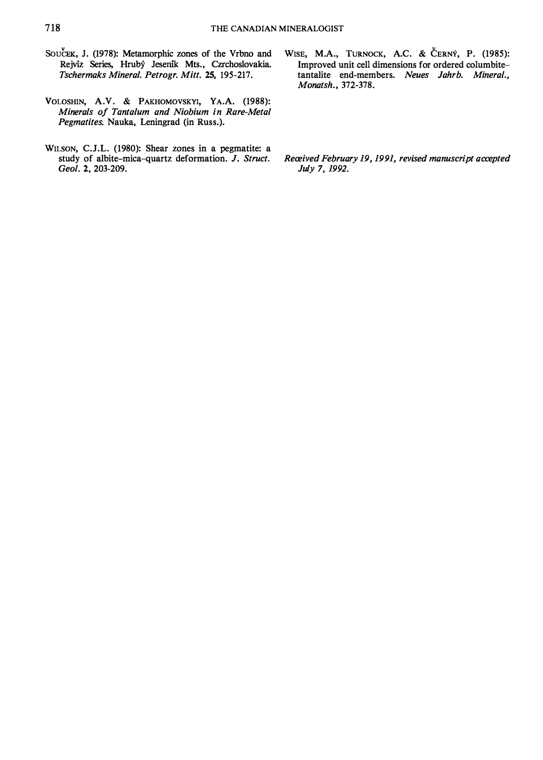SOUČEK, J. (1978): Metamorphic zones of the Vrbno and Rejvíz Series, Hrubý Jeseník Mts., Czrchoslovakia. *Tschermaks Mineral. Petrogr. Mitt.* **25**, 195-217.

VOLOSHIN, A.V. & PAKHOMOVSKYI, YA.A. (1988): *Minerals of Tantalum and Niobium in Rare-Metal Pegmatites.* Nauka, Leningrad (in Russ.).

WILSON, C.J.L. (1980): Shear zones in a pegmatite: a study of albite–mica–quartz deformation. *J. Struct. Geol.* **2**, 203-209.

WISE, M.A., TURNOCK, A.C. & ČERNÝ, P. (1985): Improved unit cell dimensions for ordered columbite–tantalite end-members. *Neues Jahrb. Mineral., Monatsh.*, 372-378.

*Received February 19, 1991, revised manuscript accepted July 7, 1992.*